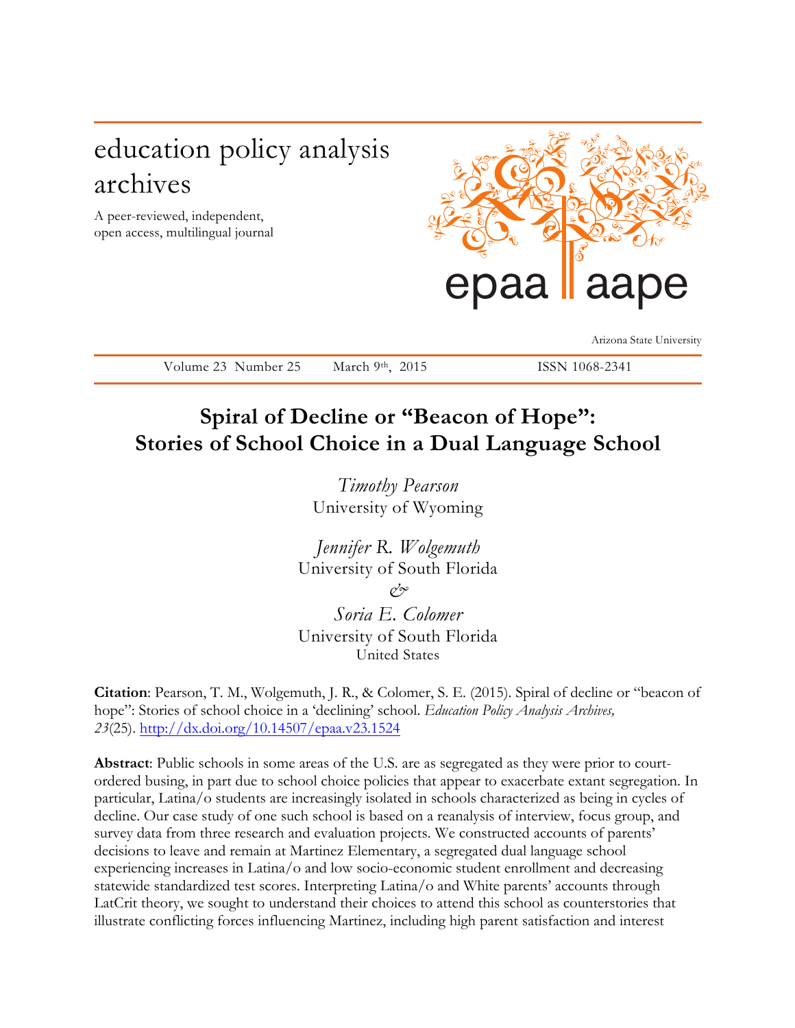# education policy analysis archives

A peer-reviewed, independent, open access, multilingual journal

epaa aape

Arizona State University

Volume 23 Number 25 March 9th, 2015 ISSN 1068-2341

## Spiral of Decline or "Beacon of Hope": Stories of School Choice in a Dual Language School

*Timothy Pearson*
University of Wyoming

*Jennifer R. Wolgemuth*
University of South Florida
*&*
*Soria E. Colomer*
University of South Florida
United States

**Citation**: Pearson, T. M., Wolgemuth, J. R., & Colomer, S. E. (2015). Spiral of decline or "beacon of hope": Stories of school choice in a 'declining' school. *Education Policy Analysis Archives, 23*(25). http://dx.doi.org/10.14507/epaa.v23.1524

**Abstract**: Public schools in some areas of the U.S. are as segregated as they were prior to court-ordered busing, in part due to school choice policies that appear to exacerbate extant segregation. In particular, Latina/o students are increasingly isolated in schools characterized as being in cycles of decline. Our case study of one such school is based on a reanalysis of interview, focus group, and survey data from three research and evaluation projects. We constructed accounts of parents' decisions to leave and remain at Martinez Elementary, a segregated dual language school experiencing increases in Latina/o and low socio-economic student enrollment and decreasing statewide standardized test scores. Interpreting Latina/o and White parents' accounts through LatCrit theory, we sought to understand their choices to attend this school as counterstories that illustrate conflicting forces influencing Martinez, including high parent satisfaction and interest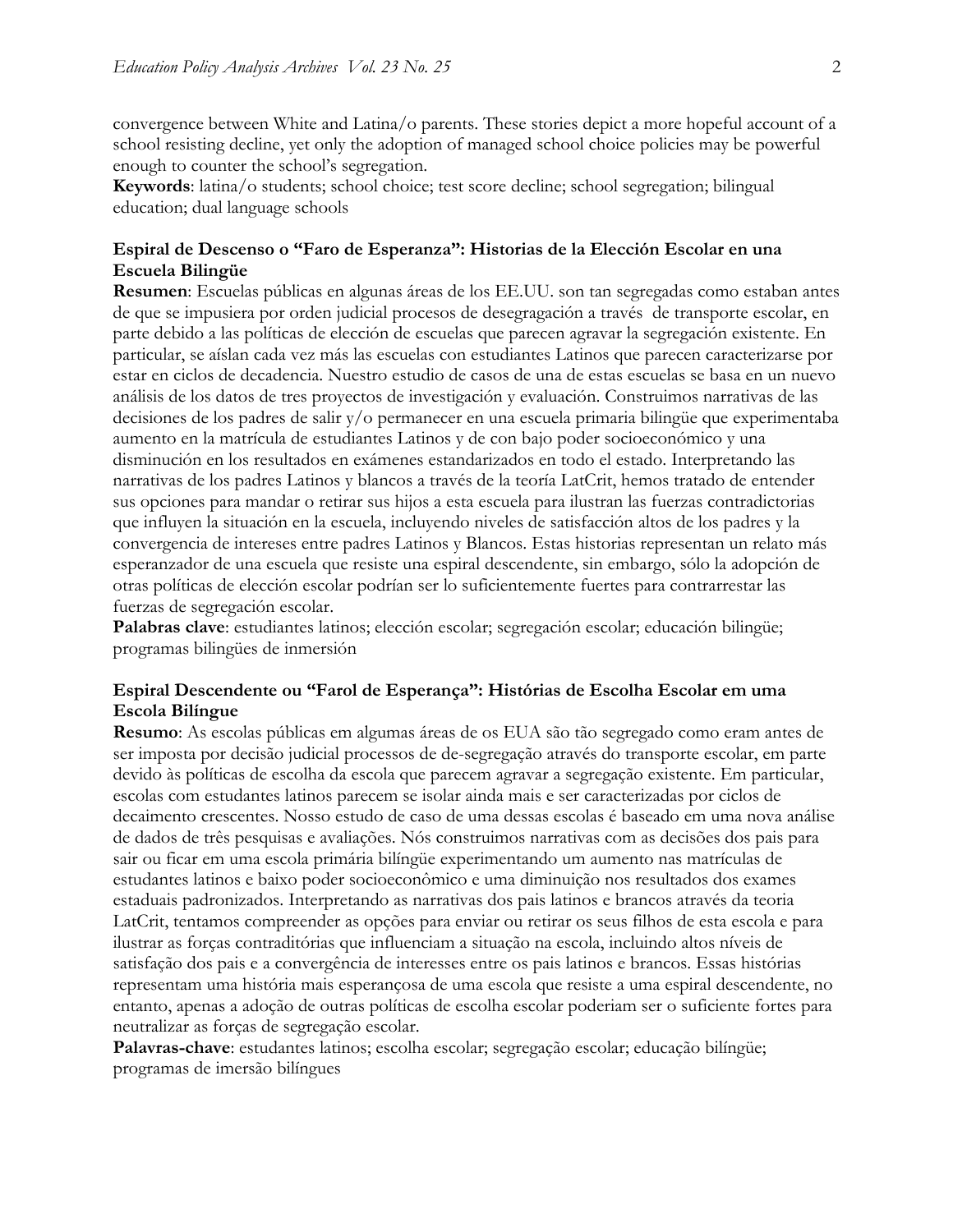convergence between White and Latina/o parents. These stories depict a more hopeful account of a school resisting decline, yet only the adoption of managed school choice policies may be powerful enough to counter the school's segregation.
**Keywords**: latina/o students; school choice; test score decline; school segregation; bilingual education; dual language schools

### Espiral de Descenso o "Faro de Esperanza": Historias de la Elección Escolar en una Escuela Bilingüe

**Resumen**: Escuelas públicas en algunas áreas de los EE.UU. son tan segregadas como estaban antes de que se impusiera por orden judicial procesos de desegragación a través  de transporte escolar, en parte debido a las políticas de elección de escuelas que parecen agravar la segregación existente. En particular, se aíslan cada vez más las escuelas con estudiantes Latinos que parecen caracterizarse por estar en ciclos de decadencia. Nuestro estudio de casos de una de estas escuelas se basa en un nuevo análisis de los datos de tres proyectos de investigación y evaluación. Construimos narrativas de las decisiones de los padres de salir y/o permanecer en una escuela primaria bilingüe que experimentaba aumento en la matrícula de estudiantes Latinos y de con bajo poder socioeconómico y una disminución en los resultados en exámenes estandarizados en todo el estado. Interpretando las narrativas de los padres Latinos y blancos a través de la teoría LatCrit, hemos tratado de entender sus opciones para mandar o retirar sus hijos a esta escuela para ilustran las fuerzas contradictorias que influyen la situación en la escuela, incluyendo niveles de satisfacción altos de los padres y la convergencia de intereses entre padres Latinos y Blancos. Estas historias representan un relato más esperanzador de una escuela que resiste una espiral descendente, sin embargo, sólo la adopción de otras políticas de elección escolar podrían ser lo suficientemente fuertes para contrarrestar las fuerzas de segregación escolar.
**Palabras clave**: estudiantes latinos; elección escolar; segregación escolar; educación bilingüe; programas bilingües de inmersión

### Espiral Descendente ou "Farol de Esperança": Histórias de Escolha Escolar em uma Escola Bilíngue

**Resumo**: As escolas públicas em algumas áreas de os EUA são tão segregado como eram antes de ser imposta por decisão judicial processos de de-segregação através do transporte escolar, em parte devido às políticas de escolha da escola que parecem agravar a segregação existente. Em particular, escolas com estudantes latinos parecem se isolar ainda mais e ser caracterizadas por ciclos de decaimento crescentes. Nosso estudo de caso de uma dessas escolas é baseado em uma nova análise de dados de três pesquisas e avaliações. Nós construimos narrativas com as decisões dos pais para sair ou ficar em uma escola primária bilíngüe experimentando um aumento nas matrículas de estudantes latinos e baixo poder socioeconômico e uma diminuição nos resultados dos exames estaduais padronizados. Interpretando as narrativas dos pais latinos e brancos através da teoria LatCrit, tentamos compreender as opções para enviar ou retirar os seus filhos de esta escola e para ilustrar as forças contraditórias que influenciam a situação na escola, incluindo altos níveis de satisfação dos pais e a convergência de interesses entre os pais latinos e brancos. Essas histórias representam uma história mais esperançosa de uma escola que resiste a uma espiral descendente, no entanto, apenas a adoção de outras políticas de escolha escolar poderiam ser o suficiente fortes para neutralizar as forças de segregação escolar.
**Palavras-chave**: estudantes latinos; escolha escolar; segregação escolar; educação bilíngüe; programas de imersão bilíngues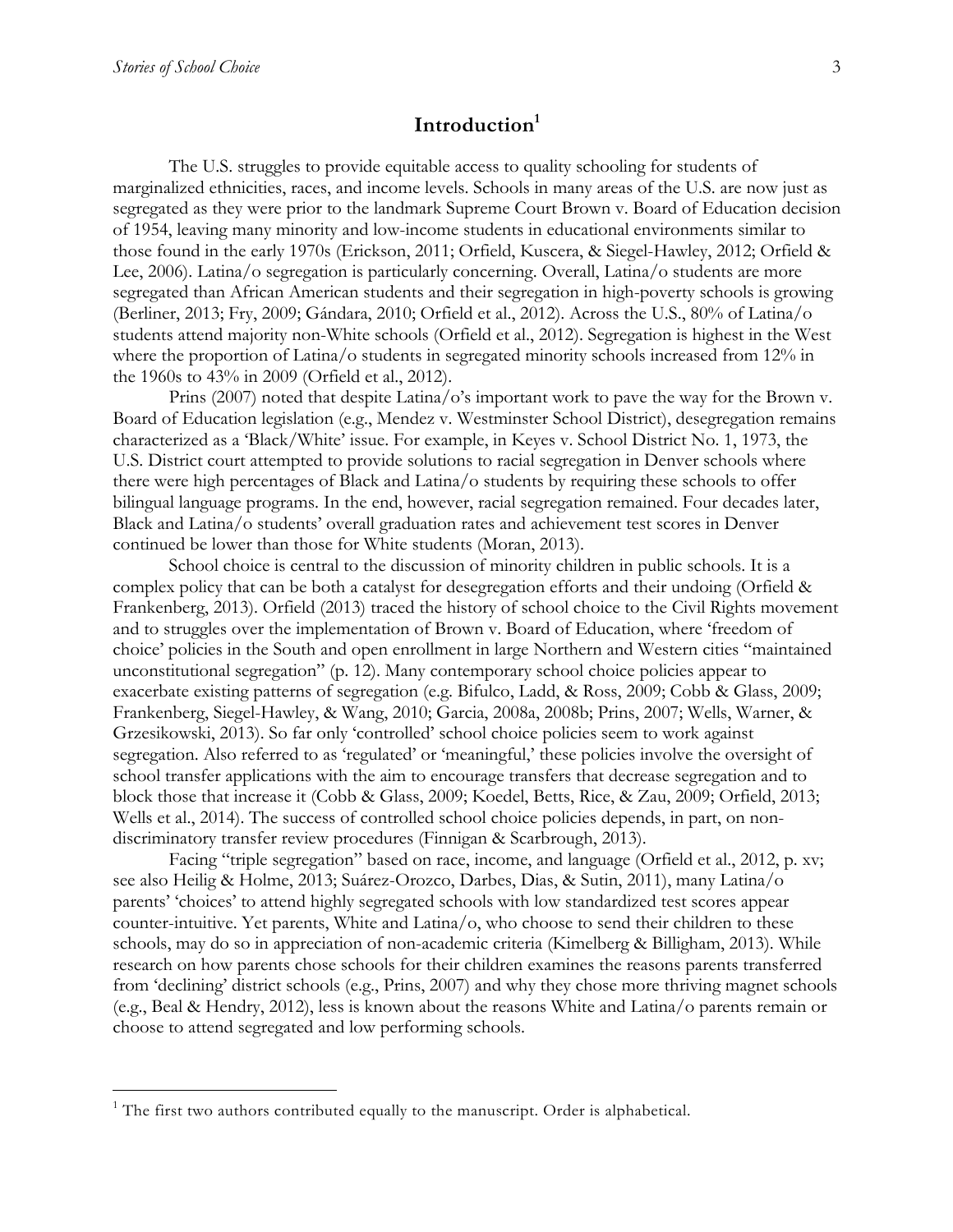## Introduction[1]

The U.S. struggles to provide equitable access to quality schooling for students of marginalized ethnicities, races, and income levels. Schools in many areas of the U.S. are now just as segregated as they were prior to the landmark Supreme Court Brown v. Board of Education decision of 1954, leaving many minority and low-income students in educational environments similar to those found in the early 1970s (Erickson, 2011; Orfield, Kuscera, & Siegel-Hawley, 2012; Orfield & Lee, 2006). Latina/o segregation is particularly concerning. Overall, Latina/o students are more segregated than African American students and their segregation in high-poverty schools is growing (Berliner, 2013; Fry, 2009; Gándara, 2010; Orfield et al., 2012). Across the U.S., 80% of Latina/o students attend majority non-White schools (Orfield et al., 2012). Segregation is highest in the West where the proportion of Latina/o students in segregated minority schools increased from 12% in the 1960s to 43% in 2009 (Orfield et al., 2012).

Prins (2007) noted that despite Latina/o's important work to pave the way for the Brown v. Board of Education legislation (e.g., Mendez v. Westminster School District), desegregation remains characterized as a 'Black/White' issue. For example, in Keyes v. School District No. 1, 1973, the U.S. District court attempted to provide solutions to racial segregation in Denver schools where there were high percentages of Black and Latina/o students by requiring these schools to offer bilingual language programs. In the end, however, racial segregation remained. Four decades later, Black and Latina/o students' overall graduation rates and achievement test scores in Denver continued be lower than those for White students (Moran, 2013).

School choice is central to the discussion of minority children in public schools. It is a complex policy that can be both a catalyst for desegregation efforts and their undoing (Orfield & Frankenberg, 2013). Orfield (2013) traced the history of school choice to the Civil Rights movement and to struggles over the implementation of Brown v. Board of Education, where 'freedom of choice' policies in the South and open enrollment in large Northern and Western cities "maintained unconstitutional segregation" (p. 12). Many contemporary school choice policies appear to exacerbate existing patterns of segregation (e.g. Bifulco, Ladd, & Ross, 2009; Cobb & Glass, 2009; Frankenberg, Siegel-Hawley, & Wang, 2010; Garcia, 2008a, 2008b; Prins, 2007; Wells, Warner, & Grzesikowski, 2013). So far only 'controlled' school choice policies seem to work against segregation. Also referred to as 'regulated' or 'meaningful,' these policies involve the oversight of school transfer applications with the aim to encourage transfers that decrease segregation and to block those that increase it (Cobb & Glass, 2009; Koedel, Betts, Rice, & Zau, 2009; Orfield, 2013; Wells et al., 2014). The success of controlled school choice policies depends, in part, on non-discriminatory transfer review procedures (Finnigan & Scarbrough, 2013).

Facing "triple segregation" based on race, income, and language (Orfield et al., 2012, p. xv; see also Heilig & Holme, 2013; Suárez-Orozco, Darbes, Dias, & Sutin, 2011), many Latina/o parents' 'choices' to attend highly segregated schools with low standardized test scores appear counter-intuitive. Yet parents, White and Latina/o, who choose to send their children to these schools, may do so in appreciation of non-academic criteria (Kimelberg & Billigham, 2013). While research on how parents chose schools for their children examines the reasons parents transferred from 'declining' district schools (e.g., Prins, 2007) and why they chose more thriving magnet schools (e.g., Beal & Hendry, 2012), less is known about the reasons White and Latina/o parents remain or choose to attend segregated and low performing schools.

---

[1] The first two authors contributed equally to the manuscript. Order is alphabetical.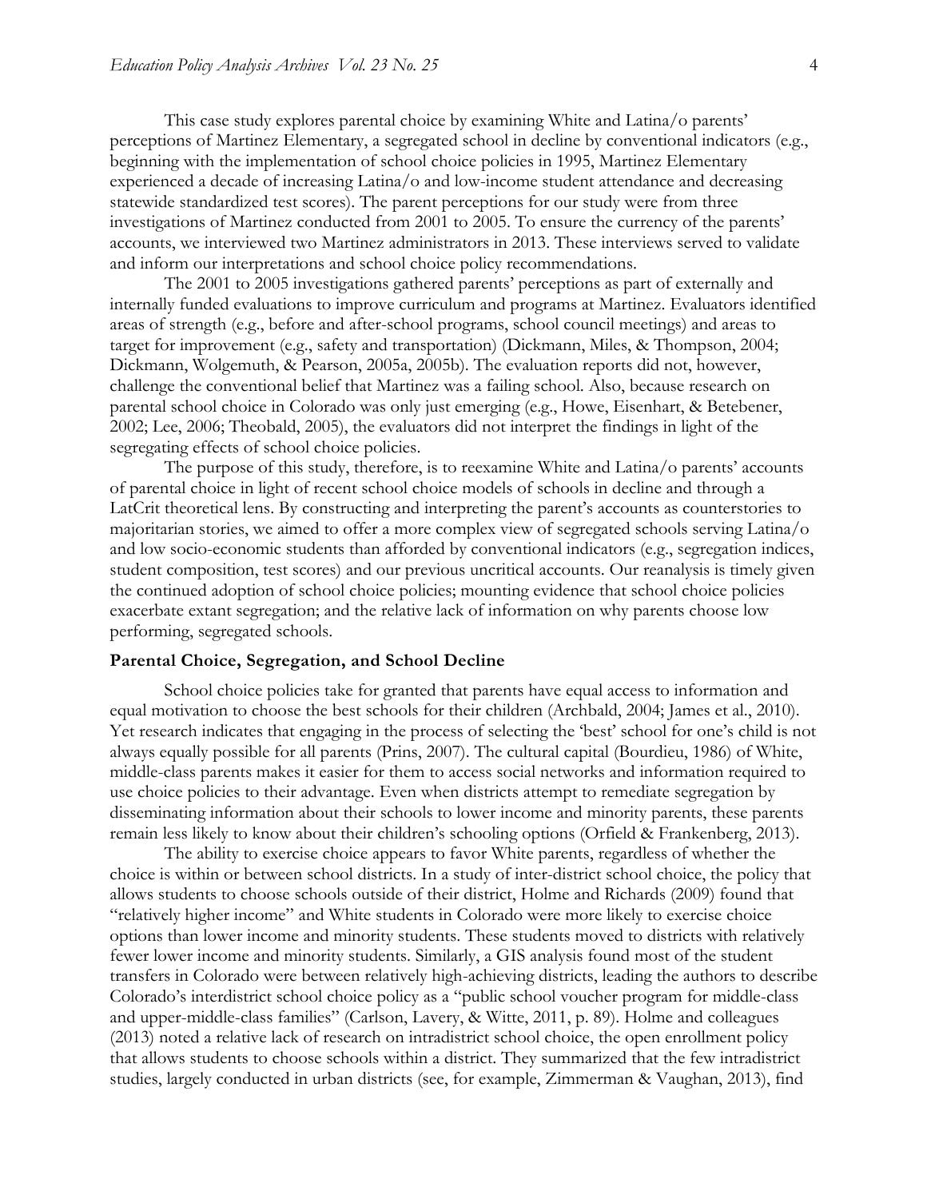This case study explores parental choice by examining White and Latina/o parents' perceptions of Martinez Elementary, a segregated school in decline by conventional indicators (e.g., beginning with the implementation of school choice policies in 1995, Martinez Elementary experienced a decade of increasing Latina/o and low-income student attendance and decreasing statewide standardized test scores). The parent perceptions for our study were from three investigations of Martinez conducted from 2001 to 2005. To ensure the currency of the parents' accounts, we interviewed two Martinez administrators in 2013. These interviews served to validate and inform our interpretations and school choice policy recommendations.

The 2001 to 2005 investigations gathered parents' perceptions as part of externally and internally funded evaluations to improve curriculum and programs at Martinez. Evaluators identified areas of strength (e.g., before and after-school programs, school council meetings) and areas to target for improvement (e.g., safety and transportation) (Dickmann, Miles, & Thompson, 2004; Dickmann, Wolgemuth, & Pearson, 2005a, 2005b). The evaluation reports did not, however, challenge the conventional belief that Martinez was a failing school. Also, because research on parental school choice in Colorado was only just emerging (e.g., Howe, Eisenhart, & Betebener, 2002; Lee, 2006; Theobald, 2005), the evaluators did not interpret the findings in light of the segregating effects of school choice policies.

The purpose of this study, therefore, is to reexamine White and Latina/o parents' accounts of parental choice in light of recent school choice models of schools in decline and through a LatCrit theoretical lens. By constructing and interpreting the parent's accounts as counterstories to majoritarian stories, we aimed to offer a more complex view of segregated schools serving Latina/o and low socio-economic students than afforded by conventional indicators (e.g., segregation indices, student composition, test scores) and our previous uncritical accounts. Our reanalysis is timely given the continued adoption of school choice policies; mounting evidence that school choice policies exacerbate extant segregation; and the relative lack of information on why parents choose low performing, segregated schools.

## Parental Choice, Segregation, and School Decline

School choice policies take for granted that parents have equal access to information and equal motivation to choose the best schools for their children (Archbald, 2004; James et al., 2010). Yet research indicates that engaging in the process of selecting the 'best' school for one's child is not always equally possible for all parents (Prins, 2007). The cultural capital (Bourdieu, 1986) of White, middle-class parents makes it easier for them to access social networks and information required to use choice policies to their advantage. Even when districts attempt to remediate segregation by disseminating information about their schools to lower income and minority parents, these parents remain less likely to know about their children's schooling options (Orfield & Frankenberg, 2013).

The ability to exercise choice appears to favor White parents, regardless of whether the choice is within or between school districts. In a study of inter-district school choice, the policy that allows students to choose schools outside of their district, Holme and Richards (2009) found that "relatively higher income" and White students in Colorado were more likely to exercise choice options than lower income and minority students. These students moved to districts with relatively fewer lower income and minority students. Similarly, a GIS analysis found most of the student transfers in Colorado were between relatively high-achieving districts, leading the authors to describe Colorado's interdistrict school choice policy as a "public school voucher program for middle-class and upper-middle-class families" (Carlson, Lavery, & Witte, 2011, p. 89). Holme and colleagues (2013) noted a relative lack of research on intradistrict school choice, the open enrollment policy that allows students to choose schools within a district. They summarized that the few intradistrict studies, largely conducted in urban districts (see, for example, Zimmerman & Vaughan, 2013), find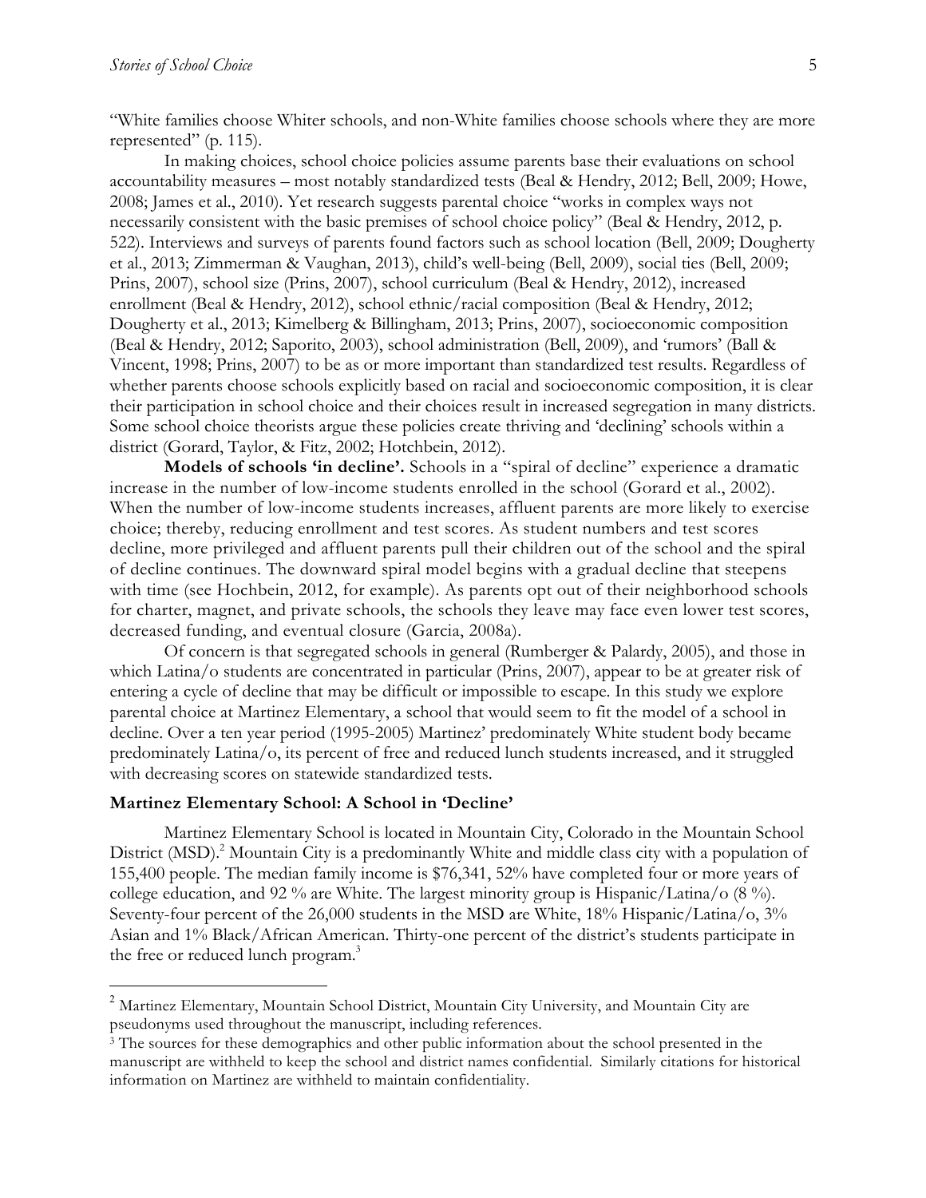"White families choose Whiter schools, and non-White families choose schools where they are more represented" (p. 115).

In making choices, school choice policies assume parents base their evaluations on school accountability measures – most notably standardized tests (Beal & Hendry, 2012; Bell, 2009; Howe, 2008; James et al., 2010). Yet research suggests parental choice "works in complex ways not necessarily consistent with the basic premises of school choice policy" (Beal & Hendry, 2012, p. 522). Interviews and surveys of parents found factors such as school location (Bell, 2009; Dougherty et al., 2013; Zimmerman & Vaughan, 2013), child's well-being (Bell, 2009), social ties (Bell, 2009; Prins, 2007), school size (Prins, 2007), school curriculum (Beal & Hendry, 2012), increased enrollment (Beal & Hendry, 2012), school ethnic/racial composition (Beal & Hendry, 2012; Dougherty et al., 2013; Kimelberg & Billingham, 2013; Prins, 2007), socioeconomic composition (Beal & Hendry, 2012; Saporito, 2003), school administration (Bell, 2009), and 'rumors' (Ball & Vincent, 1998; Prins, 2007) to be as or more important than standardized test results. Regardless of whether parents choose schools explicitly based on racial and socioeconomic composition, it is clear their participation in school choice and their choices result in increased segregation in many districts. Some school choice theorists argue these policies create thriving and 'declining' schools within a district (Gorard, Taylor, & Fitz, 2002; Hotchbein, 2012).

**Models of schools 'in decline'.** Schools in a "spiral of decline" experience a dramatic increase in the number of low-income students enrolled in the school (Gorard et al., 2002). When the number of low-income students increases, affluent parents are more likely to exercise choice; thereby, reducing enrollment and test scores. As student numbers and test scores decline, more privileged and affluent parents pull their children out of the school and the spiral of decline continues. The downward spiral model begins with a gradual decline that steepens with time (see Hochbein, 2012, for example). As parents opt out of their neighborhood schools for charter, magnet, and private schools, the schools they leave may face even lower test scores, decreased funding, and eventual closure (Garcia, 2008a).

Of concern is that segregated schools in general (Rumberger & Palardy, 2005), and those in which Latina/o students are concentrated in particular (Prins, 2007), appear to be at greater risk of entering a cycle of decline that may be difficult or impossible to escape. In this study we explore parental choice at Martinez Elementary, a school that would seem to fit the model of a school in decline. Over a ten year period (1995-2005) Martinez' predominately White student body became predominately Latina/o, its percent of free and reduced lunch students increased, and it struggled with decreasing scores on statewide standardized tests.

### Martinez Elementary School: A School in 'Decline'

Martinez Elementary School is located in Mountain City, Colorado in the Mountain School District (MSD).[2] Mountain City is a predominantly White and middle class city with a population of 155,400 people. The median family income is $76,341, 52% have completed four or more years of college education, and 92 % are White. The largest minority group is Hispanic/Latina/o (8 %). Seventy-four percent of the 26,000 students in the MSD are White, 18% Hispanic/Latina/o, 3% Asian and 1% Black/African American. Thirty-one percent of the district's students participate in the free or reduced lunch program.[3]

---

[2] Martinez Elementary, Mountain School District, Mountain City University, and Mountain City are pseudonyms used throughout the manuscript, including references.

[3] The sources for these demographics and other public information about the school presented in the manuscript are withheld to keep the school and district names confidential. Similarly citations for historical information on Martinez are withheld to maintain confidentiality.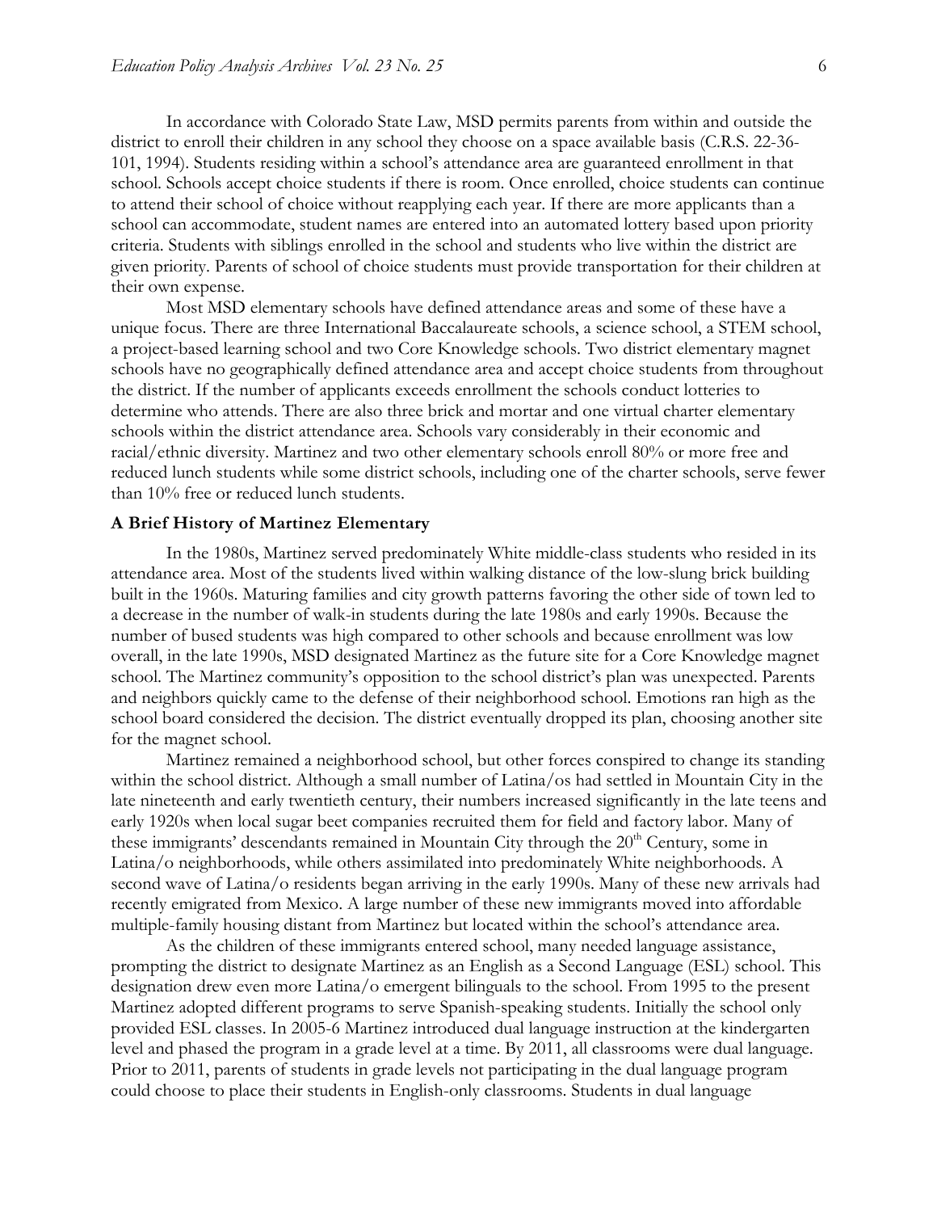In accordance with Colorado State Law, MSD permits parents from within and outside the district to enroll their children in any school they choose on a space available basis (C.R.S. 22-36-101, 1994). Students residing within a school's attendance area are guaranteed enrollment in that school. Schools accept choice students if there is room. Once enrolled, choice students can continue to attend their school of choice without reapplying each year. If there are more applicants than a school can accommodate, student names are entered into an automated lottery based upon priority criteria. Students with siblings enrolled in the school and students who live within the district are given priority. Parents of school of choice students must provide transportation for their children at their own expense.

Most MSD elementary schools have defined attendance areas and some of these have a unique focus. There are three International Baccalaureate schools, a science school, a STEM school, a project-based learning school and two Core Knowledge schools. Two district elementary magnet schools have no geographically defined attendance area and accept choice students from throughout the district. If the number of applicants exceeds enrollment the schools conduct lotteries to determine who attends. There are also three brick and mortar and one virtual charter elementary schools within the district attendance area. Schools vary considerably in their economic and racial/ethnic diversity. Martinez and two other elementary schools enroll 80% or more free and reduced lunch students while some district schools, including one of the charter schools, serve fewer than 10% free or reduced lunch students.

### A Brief History of Martinez Elementary

In the 1980s, Martinez served predominately White middle-class students who resided in its attendance area. Most of the students lived within walking distance of the low-slung brick building built in the 1960s. Maturing families and city growth patterns favoring the other side of town led to a decrease in the number of walk-in students during the late 1980s and early 1990s. Because the number of bused students was high compared to other schools and because enrollment was low overall, in the late 1990s, MSD designated Martinez as the future site for a Core Knowledge magnet school. The Martinez community's opposition to the school district's plan was unexpected. Parents and neighbors quickly came to the defense of their neighborhood school. Emotions ran high as the school board considered the decision. The district eventually dropped its plan, choosing another site for the magnet school.

Martinez remained a neighborhood school, but other forces conspired to change its standing within the school district. Although a small number of Latina/os had settled in Mountain City in the late nineteenth and early twentieth century, their numbers increased significantly in the late teens and early 1920s when local sugar beet companies recruited them for field and factory labor. Many of these immigrants' descendants remained in Mountain City through the 20th Century, some in Latina/o neighborhoods, while others assimilated into predominately White neighborhoods. A second wave of Latina/o residents began arriving in the early 1990s. Many of these new arrivals had recently emigrated from Mexico. A large number of these new immigrants moved into affordable multiple-family housing distant from Martinez but located within the school's attendance area.

As the children of these immigrants entered school, many needed language assistance, prompting the district to designate Martinez as an English as a Second Language (ESL) school. This designation drew even more Latina/o emergent bilinguals to the school. From 1995 to the present Martinez adopted different programs to serve Spanish-speaking students. Initially the school only provided ESL classes. In 2005-6 Martinez introduced dual language instruction at the kindergarten level and phased the program in a grade level at a time. By 2011, all classrooms were dual language. Prior to 2011, parents of students in grade levels not participating in the dual language program could choose to place their students in English-only classrooms. Students in dual language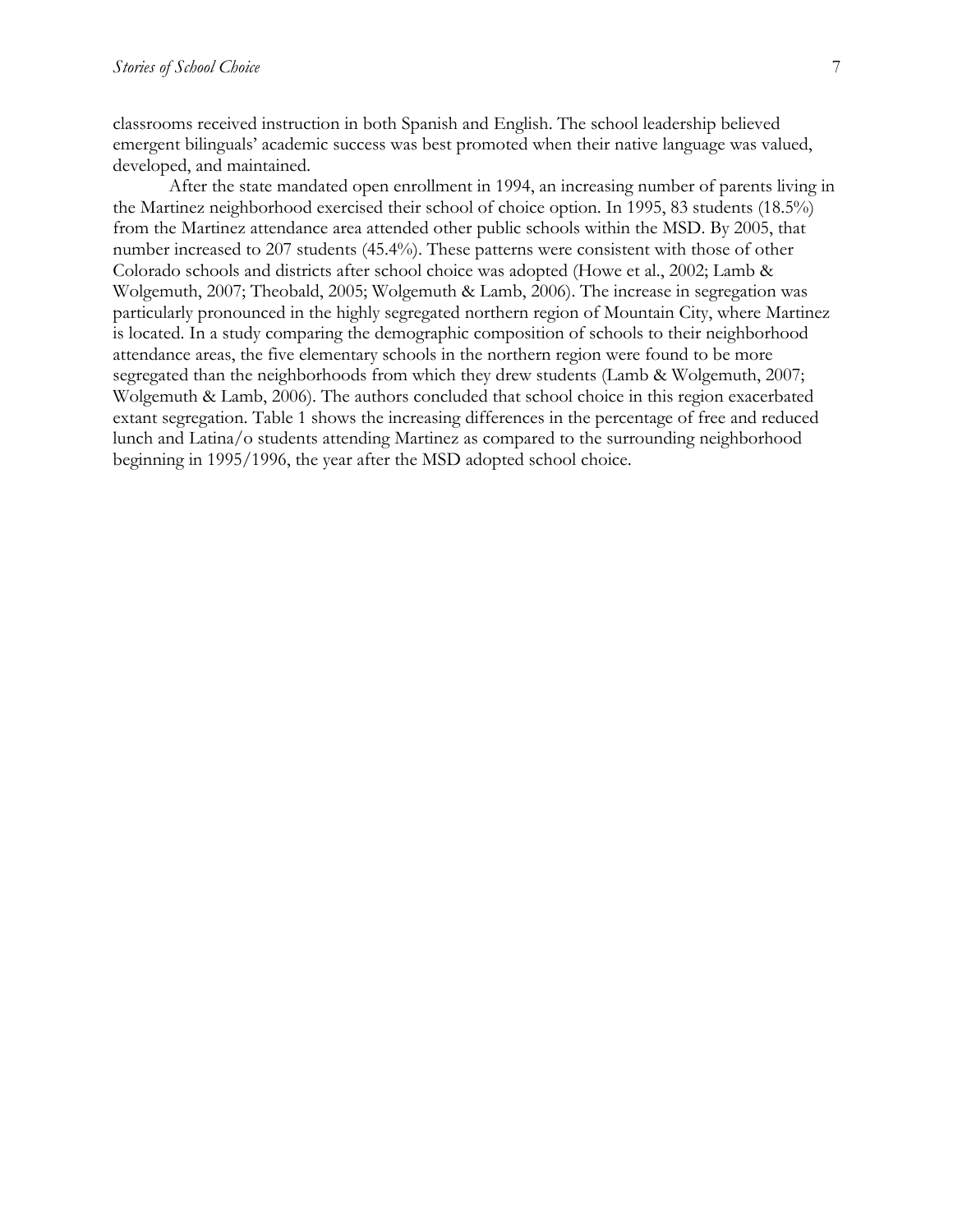classrooms received instruction in both Spanish and English. The school leadership believed emergent bilinguals' academic success was best promoted when their native language was valued, developed, and maintained.

After the state mandated open enrollment in 1994, an increasing number of parents living in the Martinez neighborhood exercised their school of choice option. In 1995, 83 students (18.5%) from the Martinez attendance area attended other public schools within the MSD. By 2005, that number increased to 207 students (45.4%). These patterns were consistent with those of other Colorado schools and districts after school choice was adopted (Howe et al., 2002; Lamb & Wolgemuth, 2007; Theobald, 2005; Wolgemuth & Lamb, 2006). The increase in segregation was particularly pronounced in the highly segregated northern region of Mountain City, where Martinez is located. In a study comparing the demographic composition of schools to their neighborhood attendance areas, the five elementary schools in the northern region were found to be more segregated than the neighborhoods from which they drew students (Lamb & Wolgemuth, 2007; Wolgemuth & Lamb, 2006). The authors concluded that school choice in this region exacerbated extant segregation. Table 1 shows the increasing differences in the percentage of free and reduced lunch and Latina/o students attending Martinez as compared to the surrounding neighborhood beginning in 1995/1996, the year after the MSD adopted school choice.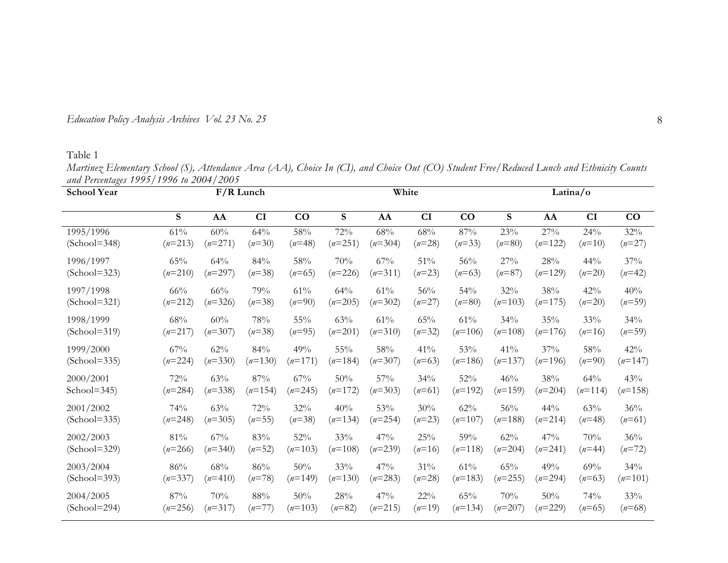Table 1

*Martinez Elementary School (S), Attendance Area (AA), Choice In (CI), and Choice Out (CO) Student Free/Reduced Lunch and Ethnicity Counts and Percentages 1995/1996 to 2004/2005*

| School Year | F/R Lunch | | | | White | | | | Latina/o | | | |
|---|---|---|---|---|---|---|---|---|---|---|---|---|
| | **S** | **AA** | **CI** | **CO** | **S** | **AA** | **CI** | **CO** | **S** | **AA** | **CI** | **CO** |
| 1995/1996 (School=348) | 61% (*n*=213) | 60% (*n*=271) | 64% (*n*=30) | 58% (*n*=48) | 72% (*n*=251) | 68% (*n*=304) | 68% (*n*=28) | 87% (*n*=33) | 23% (*n*=80) | 27% (*n*=122) | 24% (*n*=10) | 32% (*n*=27) |
| 1996/1997 (School=323) | 65% (*n*=210) | 64% (*n*=297) | 84% (*n*=38) | 58% (*n*=65) | 70% (*n*=226) | 67% (*n*=311) | 51% (*n*=23) | 56% (*n*=63) | 27% (*n*=87) | 28% (*n*=129) | 44% (*n*=20) | 37% (*n*=42) |
| 1997/1998 (School=321) | 66% (*n*=212) | 66% (*n*=326) | 79% (*n*=38) | 61% (*n*=90) | 64% (*n*=205) | 61% (*n*=302) | 56% (*n*=27) | 54% (*n*=80) | 32% (*n*=103) | 38% (*n*=175) | 42% (*n*=20) | 40% (*n*=59) |
| 1998/1999 (School=319) | 68% (*n*=217) | 60% (*n*=307) | 78% (*n*=38) | 55% (*n*=95) | 63% (*n*=201) | 61% (*n*=310) | 65% (*n*=32) | 61% (*n*=106) | 34% (*n*=108) | 35% (*n*=176) | 33% (*n*=16) | 34% (*n*=59) |
| 1999/2000 (School=335) | 67% (*n*=224) | 62% (*n*=330) | 84% (*n*=130) | 49% (*n*=171) | 55% (*n*=184) | 58% (*n*=307) | 41% (*n*=63) | 53% (*n*=186) | 41% (*n*=137) | 37% (*n*=196) | 58% (*n*=90) | 42% (*n*=147) |
| 2000/2001 School=345) | 72% (*n*=284) | 63% (*n*=338) | 87% (*n*=154) | 67% (*n*=245) | 50% (*n*=172) | 57% (*n*=303) | 34% (*n*=61) | 52% (*n*=192) | 46% (*n*=159) | 38% (*n*=204) | 64% (*n*=114) | 43% (*n*=158) |
| 2001/2002 (School=335) | 74% (*n*=248) | 63% (*n*=305) | 72% (*n*=55) | 32% (*n*=38) | 40% (*n*=134) | 53% (*n*=254) | 30% (*n*=23) | 62% (*n*=107) | 56% (*n*=188) | 44% (*n*=214) | 63% (*n*=48) | 36% (*n*=61) |
| 2002/2003 (School=329) | 81% (*n*=266) | 67% (*n*=340) | 83% (*n*=52) | 52% (*n*=103) | 33% (*n*=108) | 47% (*n*=239) | 25% (*n*=16) | 59% (*n*=118) | 62% (*n*=204) | 47% (*n*=241) | 70% (*n*=44) | 36% (*n*=72) |
| 2003/2004 (School=393) | 86% (*n*=337) | 68% (*n*=410) | 86% (*n*=78) | 50% (*n*=149) | 33% (*n*=130) | 47% (*n*=283) | 31% (*n*=28) | 61% (*n*=183) | 65% (*n*=255) | 49% (*n*=294) | 69% (*n*=63) | 34% (*n*=101) |
| 2004/2005 (School=294) | 87% (*n*=256) | 70% (*n*=317) | 88% (*n*=77) | 50% (*n*=103) | 28% (*n*=82) | 47% (*n*=215) | 22% (*n*=19) | 65% (*n*=134) | 70% (*n*=207) | 50% (*n*=229) | 74% (*n*=65) | 33% (*n*=68) |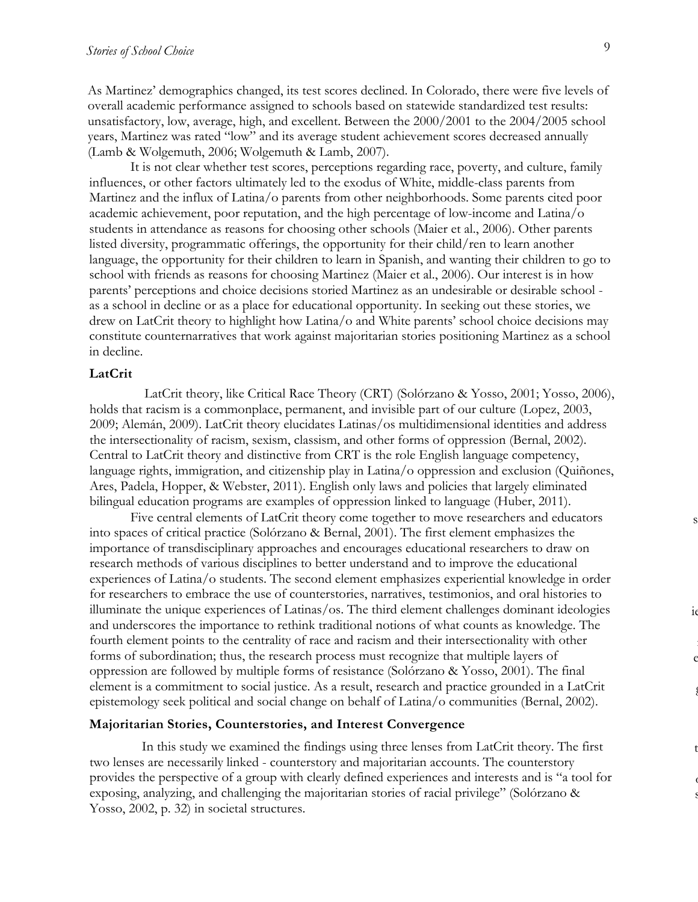As Martinez' demographics changed, its test scores declined. In Colorado, there were five levels of overall academic performance assigned to schools based on statewide standardized test results: unsatisfactory, low, average, high, and excellent. Between the 2000/2001 to the 2004/2005 school years, Martinez was rated "low" and its average student achievement scores decreased annually (Lamb & Wolgemuth, 2006; Wolgemuth & Lamb, 2007).

It is not clear whether test scores, perceptions regarding race, poverty, and culture, family influences, or other factors ultimately led to the exodus of White, middle-class parents from Martinez and the influx of Latina/o parents from other neighborhoods. Some parents cited poor academic achievement, poor reputation, and the high percentage of low-income and Latina/o students in attendance as reasons for choosing other schools (Maier et al., 2006). Other parents listed diversity, programmatic offerings, the opportunity for their child/ren to learn another language, the opportunity for their children to learn in Spanish, and wanting their children to go to school with friends as reasons for choosing Martinez (Maier et al., 2006). Our interest is in how parents' perceptions and choice decisions storied Martinez as an undesirable or desirable school - as a school in decline or as a place for educational opportunity. In seeking out these stories, we drew on LatCrit theory to highlight how Latina/o and White parents' school choice decisions may constitute counternarratives that work against majoritarian stories positioning Martinez as a school in decline.

## LatCrit

LatCrit theory, like Critical Race Theory (CRT) (Solórzano & Yosso, 2001; Yosso, 2006), holds that racism is a commonplace, permanent, and invisible part of our culture (Lopez, 2003, 2009; Alemán, 2009). LatCrit theory elucidates Latinas/os multidimensional identities and address the intersectionality of racism, sexism, classism, and other forms of oppression (Bernal, 2002). Central to LatCrit theory and distinctive from CRT is the role English language competency, language rights, immigration, and citizenship play in Latina/o oppression and exclusion (Quiñones, Ares, Padela, Hopper, & Webster, 2011). English only laws and policies that largely eliminated bilingual education programs are examples of oppression linked to language (Huber, 2011).

Five central elements of LatCrit theory come together to move researchers and educators into spaces of critical practice (Solórzano & Bernal, 2001). The first element emphasizes the importance of transdisciplinary approaches and encourages educational researchers to draw on research methods of various disciplines to better understand and to improve the educational experiences of Latina/o students. The second element emphasizes experiential knowledge in order for researchers to embrace the use of counterstories, narratives, testimonios, and oral histories to illuminate the unique experiences of Latinas/os. The third element challenges dominant ideologies and underscores the importance to rethink traditional notions of what counts as knowledge. The fourth element points to the centrality of race and racism and their intersectionality with other forms of subordination; thus, the research process must recognize that multiple layers of oppression are followed by multiple forms of resistance (Solórzano & Yosso, 2001). The final element is a commitment to social justice. As a result, research and practice grounded in a LatCrit epistemology seek political and social change on behalf of Latina/o communities (Bernal, 2002).

## Majoritarian Stories, Counterstories, and Interest Convergence

In this study we examined the findings using three lenses from LatCrit theory. The first two lenses are necessarily linked - counterstory and majoritarian accounts. The counterstory provides the perspective of a group with clearly defined experiences and interests and is "a tool for exposing, analyzing, and challenging the majoritarian stories of racial privilege" (Solórzano & Yosso, 2002, p. 32) in societal structures.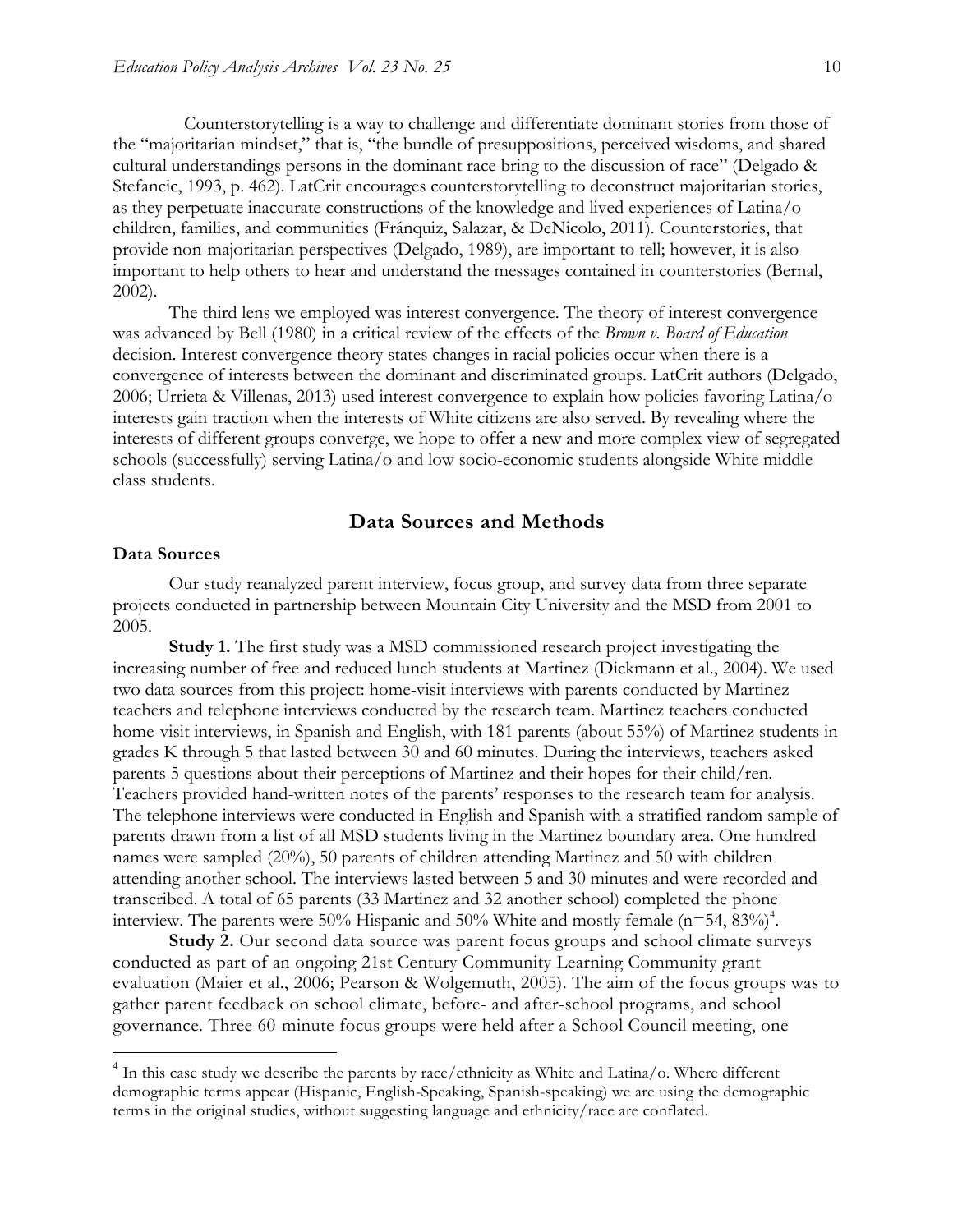Counterstorytelling is a way to challenge and differentiate dominant stories from those of the "majoritarian mindset," that is, "the bundle of presuppositions, perceived wisdoms, and shared cultural understandings persons in the dominant race bring to the discussion of race" (Delgado & Stefancic, 1993, p. 462). LatCrit encourages counterstorytelling to deconstruct majoritarian stories, as they perpetuate inaccurate constructions of the knowledge and lived experiences of Latina/o children, families, and communities (Fránquiz, Salazar, & DeNicolo, 2011). Counterstories, that provide non-majoritarian perspectives (Delgado, 1989), are important to tell; however, it is also important to help others to hear and understand the messages contained in counterstories (Bernal, 2002).

The third lens we employed was interest convergence. The theory of interest convergence was advanced by Bell (1980) in a critical review of the effects of the *Brown v. Board of Education* decision. Interest convergence theory states changes in racial policies occur when there is a convergence of interests between the dominant and discriminated groups. LatCrit authors (Delgado, 2006; Urrieta & Villenas, 2013) used interest convergence to explain how policies favoring Latina/o interests gain traction when the interests of White citizens are also served. By revealing where the interests of different groups converge, we hope to offer a new and more complex view of segregated schools (successfully) serving Latina/o and low socio-economic students alongside White middle class students.

## Data Sources and Methods

### Data Sources

Our study reanalyzed parent interview, focus group, and survey data from three separate projects conducted in partnership between Mountain City University and the MSD from 2001 to 2005.

**Study 1.** The first study was a MSD commissioned research project investigating the increasing number of free and reduced lunch students at Martinez (Dickmann et al., 2004). We used two data sources from this project: home-visit interviews with parents conducted by Martinez teachers and telephone interviews conducted by the research team. Martinez teachers conducted home-visit interviews, in Spanish and English, with 181 parents (about 55%) of Martinez students in grades K through 5 that lasted between 30 and 60 minutes. During the interviews, teachers asked parents 5 questions about their perceptions of Martinez and their hopes for their child/ren. Teachers provided hand-written notes of the parents' responses to the research team for analysis. The telephone interviews were conducted in English and Spanish with a stratified random sample of parents drawn from a list of all MSD students living in the Martinez boundary area. One hundred names were sampled (20%), 50 parents of children attending Martinez and 50 with children attending another school. The interviews lasted between 5 and 30 minutes and were recorded and transcribed. A total of 65 parents (33 Martinez and 32 another school) completed the phone interview. The parents were 50% Hispanic and 50% White and mostly female (n=54, 83%)[4].

**Study 2.** Our second data source was parent focus groups and school climate surveys conducted as part of an ongoing 21st Century Community Learning Community grant evaluation (Maier et al., 2006; Pearson & Wolgemuth, 2005). The aim of the focus groups was to gather parent feedback on school climate, before- and after-school programs, and school governance. Three 60-minute focus groups were held after a School Council meeting, one

[4] In this case study we describe the parents by race/ethnicity as White and Latina/o. Where different demographic terms appear (Hispanic, English-Speaking, Spanish-speaking) we are using the demographic terms in the original studies, without suggesting language and ethnicity/race are conflated.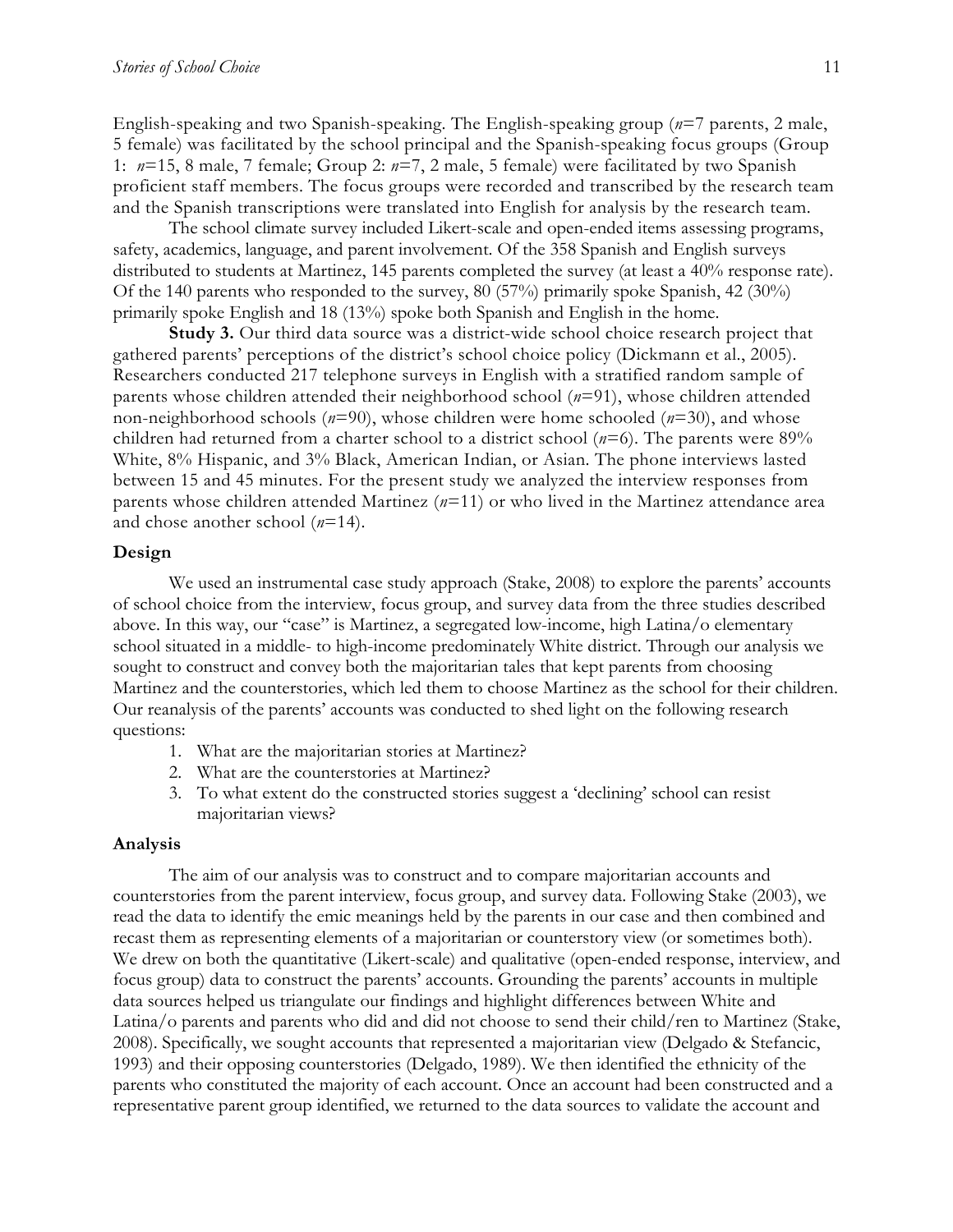English-speaking and two Spanish-speaking. The English-speaking group (*n*=7 parents, 2 male, 5 female) was facilitated by the school principal and the Spanish-speaking focus groups (Group 1: *n*=15, 8 male, 7 female; Group 2: *n*=7, 2 male, 5 female) were facilitated by two Spanish proficient staff members. The focus groups were recorded and transcribed by the research team and the Spanish transcriptions were translated into English for analysis by the research team.

The school climate survey included Likert-scale and open-ended items assessing programs, safety, academics, language, and parent involvement. Of the 358 Spanish and English surveys distributed to students at Martinez, 145 parents completed the survey (at least a 40% response rate). Of the 140 parents who responded to the survey, 80 (57%) primarily spoke Spanish, 42 (30%) primarily spoke English and 18 (13%) spoke both Spanish and English in the home.

**Study 3.** Our third data source was a district-wide school choice research project that gathered parents' perceptions of the district's school choice policy (Dickmann et al., 2005). Researchers conducted 217 telephone surveys in English with a stratified random sample of parents whose children attended their neighborhood school (*n*=91), whose children attended non-neighborhood schools (*n*=90), whose children were home schooled (*n*=30), and whose children had returned from a charter school to a district school (*n*=6). The parents were 89% White, 8% Hispanic, and 3% Black, American Indian, or Asian. The phone interviews lasted between 15 and 45 minutes. For the present study we analyzed the interview responses from parents whose children attended Martinez (*n*=11) or who lived in the Martinez attendance area and chose another school (*n*=14).

### Design

We used an instrumental case study approach (Stake, 2008) to explore the parents' accounts of school choice from the interview, focus group, and survey data from the three studies described above. In this way, our "case" is Martinez, a segregated low-income, high Latina/o elementary school situated in a middle- to high-income predominately White district. Through our analysis we sought to construct and convey both the majoritarian tales that kept parents from choosing Martinez and the counterstories, which led them to choose Martinez as the school for their children. Our reanalysis of the parents' accounts was conducted to shed light on the following research questions:

1. What are the majoritarian stories at Martinez?
2. What are the counterstories at Martinez?
3. To what extent do the constructed stories suggest a 'declining' school can resist majoritarian views?

### Analysis

The aim of our analysis was to construct and to compare majoritarian accounts and counterstories from the parent interview, focus group, and survey data. Following Stake (2003), we read the data to identify the emic meanings held by the parents in our case and then combined and recast them as representing elements of a majoritarian or counterstory view (or sometimes both). We drew on both the quantitative (Likert-scale) and qualitative (open-ended response, interview, and focus group) data to construct the parents' accounts. Grounding the parents' accounts in multiple data sources helped us triangulate our findings and highlight differences between White and Latina/o parents and parents who did and did not choose to send their child/ren to Martinez (Stake, 2008). Specifically, we sought accounts that represented a majoritarian view (Delgado & Stefancic, 1993) and their opposing counterstories (Delgado, 1989). We then identified the ethnicity of the parents who constituted the majority of each account. Once an account had been constructed and a representative parent group identified, we returned to the data sources to validate the account and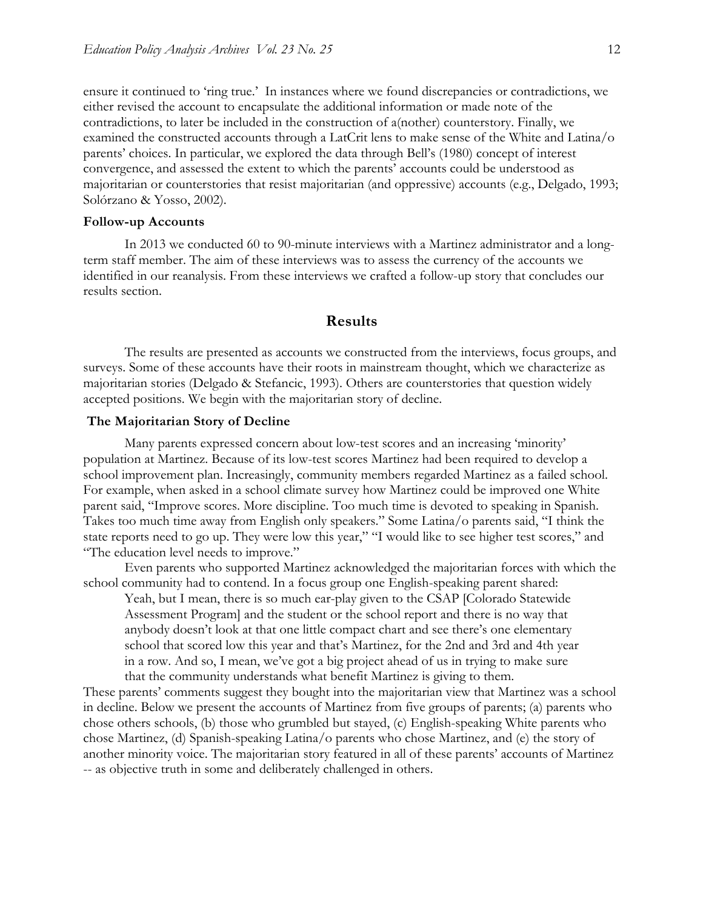ensure it continued to 'ring true.' In instances where we found discrepancies or contradictions, we either revised the account to encapsulate the additional information or made note of the contradictions, to later be included in the construction of a(nother) counterstory. Finally, we examined the constructed accounts through a LatCrit lens to make sense of the White and Latina/o parents' choices. In particular, we explored the data through Bell's (1980) concept of interest convergence, and assessed the extent to which the parents' accounts could be understood as majoritarian or counterstories that resist majoritarian (and oppressive) accounts (e.g., Delgado, 1993; Solórzano & Yosso, 2002).

### Follow-up Accounts

In 2013 we conducted 60 to 90-minute interviews with a Martinez administrator and a long-term staff member. The aim of these interviews was to assess the currency of the accounts we identified in our reanalysis. From these interviews we crafted a follow-up story that concludes our results section.

## Results

The results are presented as accounts we constructed from the interviews, focus groups, and surveys. Some of these accounts have their roots in mainstream thought, which we characterize as majoritarian stories (Delgado & Stefancic, 1993). Others are counterstories that question widely accepted positions. We begin with the majoritarian story of decline.

### The Majoritarian Story of Decline

Many parents expressed concern about low-test scores and an increasing 'minority' population at Martinez. Because of its low-test scores Martinez had been required to develop a school improvement plan. Increasingly, community members regarded Martinez as a failed school. For example, when asked in a school climate survey how Martinez could be improved one White parent said, "Improve scores. More discipline. Too much time is devoted to speaking in Spanish. Takes too much time away from English only speakers." Some Latina/o parents said, "I think the state reports need to go up. They were low this year," "I would like to see higher test scores," and "The education level needs to improve."

Even parents who supported Martinez acknowledged the majoritarian forces with which the school community had to contend. In a focus group one English-speaking parent shared:

> Yeah, but I mean, there is so much ear-play given to the CSAP [Colorado Statewide Assessment Program] and the student or the school report and there is no way that anybody doesn't look at that one little compact chart and see there's one elementary school that scored low this year and that's Martinez, for the 2nd and 3rd and 4th year in a row. And so, I mean, we've got a big project ahead of us in trying to make sure that the community understands what benefit Martinez is giving to them.

These parents' comments suggest they bought into the majoritarian view that Martinez was a school in decline. Below we present the accounts of Martinez from five groups of parents; (a) parents who chose others schools, (b) those who grumbled but stayed, (c) English-speaking White parents who chose Martinez, (d) Spanish-speaking Latina/o parents who chose Martinez, and (e) the story of another minority voice. The majoritarian story featured in all of these parents' accounts of Martinez -- as objective truth in some and deliberately challenged in others.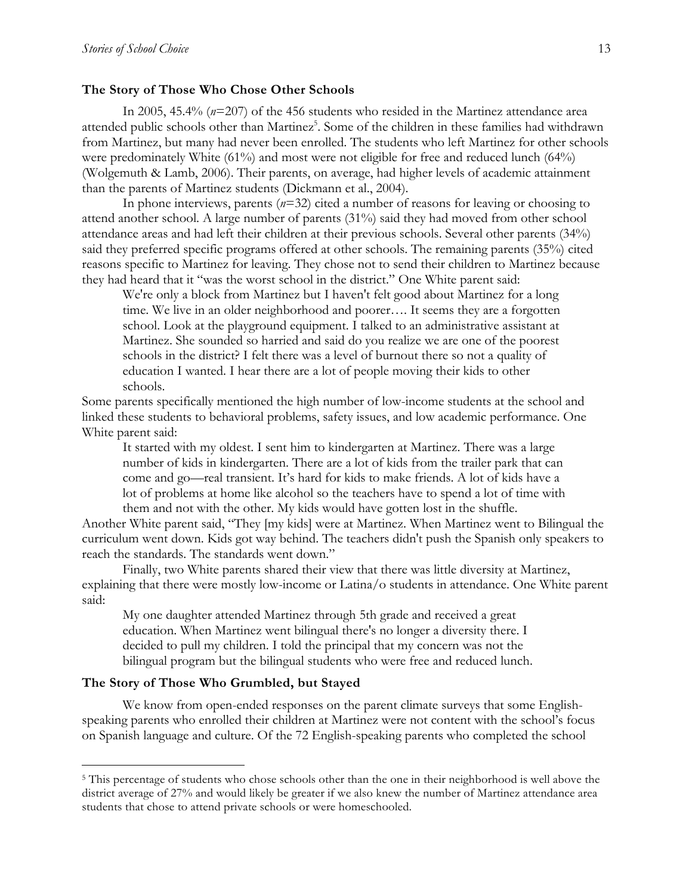### The Story of Those Who Chose Other Schools

In 2005, 45.4% (*n*=207) of the 456 students who resided in the Martinez attendance area attended public schools other than Martinez[5]. Some of the children in these families had withdrawn from Martinez, but many had never been enrolled. The students who left Martinez for other schools were predominately White (61%) and most were not eligible for free and reduced lunch (64%) (Wolgemuth & Lamb, 2006). Their parents, on average, had higher levels of academic attainment than the parents of Martinez students (Dickmann et al., 2004).

In phone interviews, parents (*n*=32) cited a number of reasons for leaving or choosing to attend another school. A large number of parents (31%) said they had moved from other school attendance areas and had left their children at their previous schools. Several other parents (34%) said they preferred specific programs offered at other schools. The remaining parents (35%) cited reasons specific to Martinez for leaving. They chose not to send their children to Martinez because they had heard that it "was the worst school in the district." One White parent said:

> We're only a block from Martinez but I haven't felt good about Martinez for a long time. We live in an older neighborhood and poorer…. It seems they are a forgotten school. Look at the playground equipment. I talked to an administrative assistant at Martinez. She sounded so harried and said do you realize we are one of the poorest schools in the district? I felt there was a level of burnout there so not a quality of education I wanted. I hear there are a lot of people moving their kids to other schools.

Some parents specifically mentioned the high number of low-income students at the school and linked these students to behavioral problems, safety issues, and low academic performance. One White parent said:

> It started with my oldest. I sent him to kindergarten at Martinez. There was a large number of kids in kindergarten. There are a lot of kids from the trailer park that can come and go—real transient. It's hard for kids to make friends. A lot of kids have a lot of problems at home like alcohol so the teachers have to spend a lot of time with them and not with the other. My kids would have gotten lost in the shuffle.

Another White parent said, "They [my kids] were at Martinez. When Martinez went to Bilingual the curriculum went down. Kids got way behind. The teachers didn't push the Spanish only speakers to reach the standards. The standards went down."

Finally, two White parents shared their view that there was little diversity at Martinez, explaining that there were mostly low-income or Latina/o students in attendance. One White parent said:

> My one daughter attended Martinez through 5th grade and received a great education. When Martinez went bilingual there's no longer a diversity there. I decided to pull my children. I told the principal that my concern was not the bilingual program but the bilingual students who were free and reduced lunch.

### The Story of Those Who Grumbled, but Stayed

We know from open-ended responses on the parent climate surveys that some English-speaking parents who enrolled their children at Martinez were not content with the school's focus on Spanish language and culture. Of the 72 English-speaking parents who completed the school

---

[5] This percentage of students who chose schools other than the one in their neighborhood is well above the district average of 27% and would likely be greater if we also knew the number of Martinez attendance area students that chose to attend private schools or were homeschooled.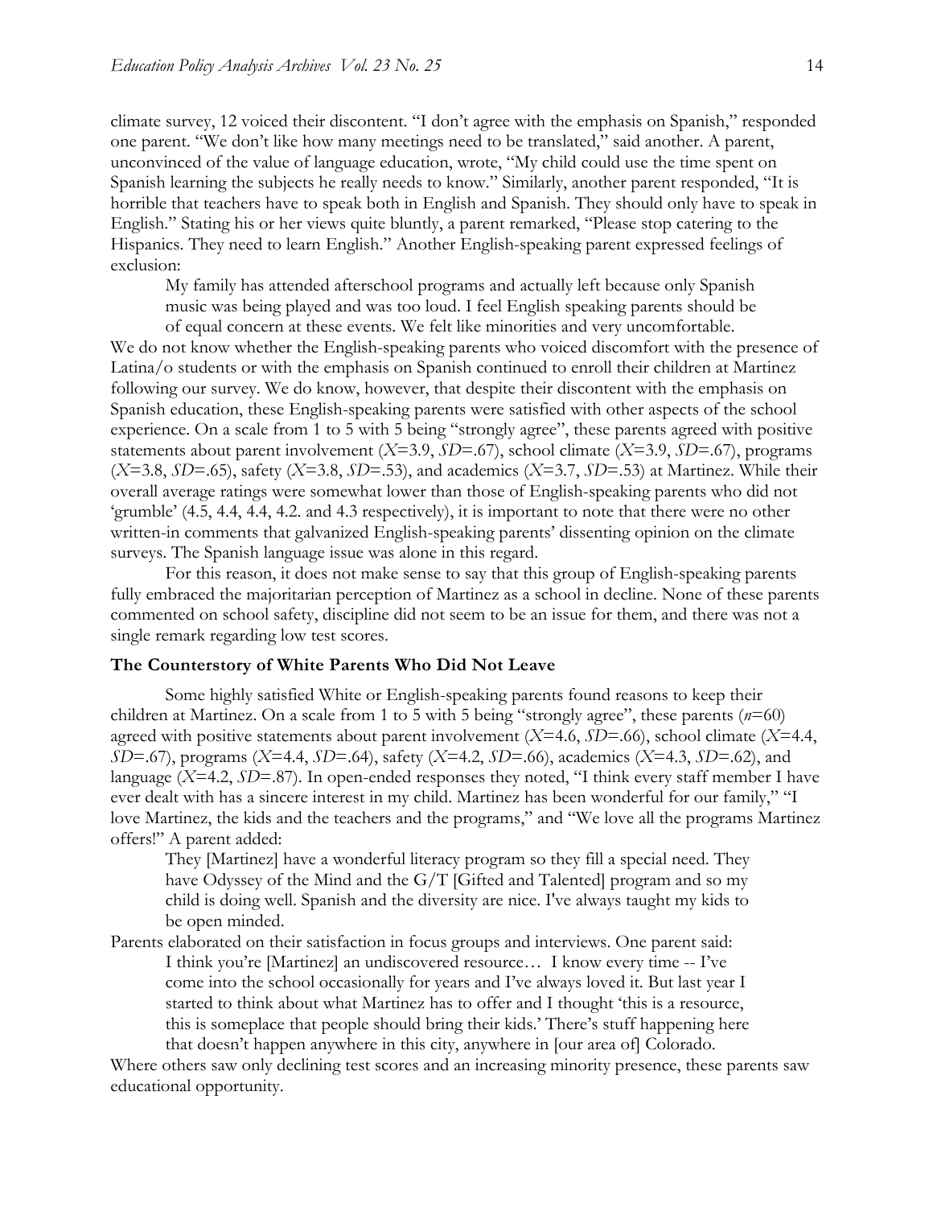climate survey, 12 voiced their discontent. "I don't agree with the emphasis on Spanish," responded one parent. "We don't like how many meetings need to be translated," said another. A parent, unconvinced of the value of language education, wrote, "My child could use the time spent on Spanish learning the subjects he really needs to know." Similarly, another parent responded, "It is horrible that teachers have to speak both in English and Spanish. They should only have to speak in English." Stating his or her views quite bluntly, a parent remarked, "Please stop catering to the Hispanics. They need to learn English." Another English-speaking parent expressed feelings of exclusion:

> My family has attended afterschool programs and actually left because only Spanish music was being played and was too loud. I feel English speaking parents should be of equal concern at these events. We felt like minorities and very uncomfortable.

We do not know whether the English-speaking parents who voiced discomfort with the presence of Latina/o students or with the emphasis on Spanish continued to enroll their children at Martinez following our survey. We do know, however, that despite their discontent with the emphasis on Spanish education, these English-speaking parents were satisfied with other aspects of the school experience. On a scale from 1 to 5 with 5 being "strongly agree", these parents agreed with positive statements about parent involvement ($X$=3.9, $SD$=.67), school climate ($X$=3.9, $SD$=.67), programs ($X$=3.8, $SD$=.65), safety ($X$=3.8, $SD$=.53), and academics ($X$=3.7, $SD$=.53) at Martinez. While their overall average ratings were somewhat lower than those of English-speaking parents who did not 'grumble' (4.5, 4.4, 4.4, 4.2. and 4.3 respectively), it is important to note that there were no other written-in comments that galvanized English-speaking parents' dissenting opinion on the climate surveys. The Spanish language issue was alone in this regard.

For this reason, it does not make sense to say that this group of English-speaking parents fully embraced the majoritarian perception of Martinez as a school in decline. None of these parents commented on school safety, discipline did not seem to be an issue for them, and there was not a single remark regarding low test scores.

### The Counterstory of White Parents Who Did Not Leave

Some highly satisfied White or English-speaking parents found reasons to keep their children at Martinez. On a scale from 1 to 5 with 5 being "strongly agree", these parents ($n$=60) agreed with positive statements about parent involvement ($X$=4.6, $SD$=.66), school climate ($X$=4.4, $SD$=.67), programs ($X$=4.4, $SD$=.64), safety ($X$=4.2, $SD$=.66), academics ($X$=4.3, $SD$=.62), and language ($X$=4.2, $SD$=.87). In open-ended responses they noted, "I think every staff member I have ever dealt with has a sincere interest in my child. Martinez has been wonderful for our family," "I love Martinez, the kids and the teachers and the programs," and "We love all the programs Martinez offers!" A parent added:

> They [Martinez] have a wonderful literacy program so they fill a special need. They have Odyssey of the Mind and the G/T [Gifted and Talented] program and so my child is doing well. Spanish and the diversity are nice. I've always taught my kids to be open minded.

Parents elaborated on their satisfaction in focus groups and interviews. One parent said:

> I think you're [Martinez] an undiscovered resource… I know every time -- I've come into the school occasionally for years and I've always loved it. But last year I started to think about what Martinez has to offer and I thought 'this is a resource, this is someplace that people should bring their kids.' There's stuff happening here that doesn't happen anywhere in this city, anywhere in [our area of] Colorado.

Where others saw only declining test scores and an increasing minority presence, these parents saw educational opportunity.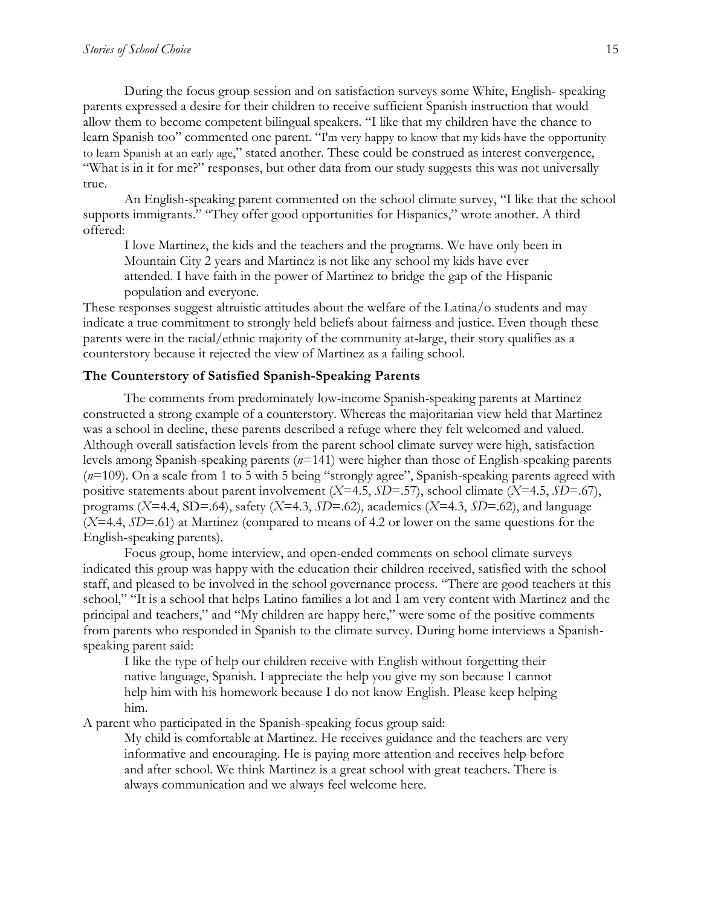During the focus group session and on satisfaction surveys some White, English- speaking parents expressed a desire for their children to receive sufficient Spanish instruction that would allow them to become competent bilingual speakers. "I like that my children have the chance to learn Spanish too" commented one parent. "I'm very happy to know that my kids have the opportunity to learn Spanish at an early age," stated another. These could be construed as interest convergence, "What is in it for me?" responses, but other data from our study suggests this was not universally true.

An English-speaking parent commented on the school climate survey, "I like that the school supports immigrants." "They offer good opportunities for Hispanics," wrote another. A third offered:

> I love Martinez, the kids and the teachers and the programs. We have only been in Mountain City 2 years and Martinez is not like any school my kids have ever attended. I have faith in the power of Martinez to bridge the gap of the Hispanic population and everyone.

These responses suggest altruistic attitudes about the welfare of the Latina/o students and may indicate a true commitment to strongly held beliefs about fairness and justice. Even though these parents were in the racial/ethnic majority of the community at-large, their story qualifies as a counterstory because it rejected the view of Martinez as a failing school.

### The Counterstory of Satisfied Spanish-Speaking Parents

The comments from predominately low-income Spanish-speaking parents at Martinez constructed a strong example of a counterstory. Whereas the majoritarian view held that Martinez was a school in decline, these parents described a refuge where they felt welcomed and valued. Although overall satisfaction levels from the parent school climate survey were high, satisfaction levels among Spanish-speaking parents ($n$=141) were higher than those of English-speaking parents ($n$=109). On a scale from 1 to 5 with 5 being "strongly agree", Spanish-speaking parents agreed with positive statements about parent involvement ($X$=4.5, $SD$=.57), school climate ($X$=4.5, $SD$=.67), programs ($X$=4.4, SD=.64), safety ($X$=4.3, $SD$=.62), academics ($X$=4.3, $SD$=.62), and language ($X$=4.4, $SD$=.61) at Martinez (compared to means of 4.2 or lower on the same questions for the English-speaking parents).

Focus group, home interview, and open-ended comments on school climate surveys indicated this group was happy with the education their children received, satisfied with the school staff, and pleased to be involved in the school governance process. "There are good teachers at this school," "It is a school that helps Latino families a lot and I am very content with Martinez and the principal and teachers," and "My children are happy here," were some of the positive comments from parents who responded in Spanish to the climate survey. During home interviews a Spanish-speaking parent said:

> I like the type of help our children receive with English without forgetting their native language, Spanish. I appreciate the help you give my son because I cannot help him with his homework because I do not know English. Please keep helping him.

A parent who participated in the Spanish-speaking focus group said:

> My child is comfortable at Martinez. He receives guidance and the teachers are very informative and encouraging. He is paying more attention and receives help before and after school. We think Martinez is a great school with great teachers. There is always communication and we always feel welcome here.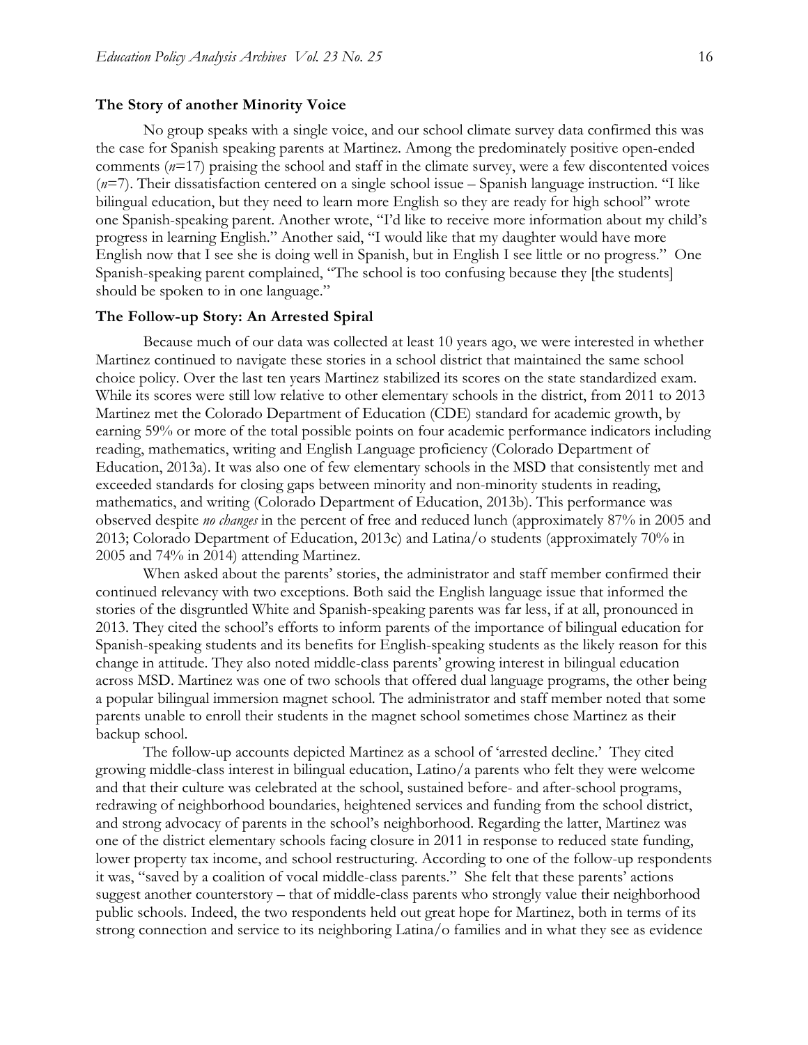### The Story of another Minority Voice

No group speaks with a single voice, and our school climate survey data confirmed this was the case for Spanish speaking parents at Martinez. Among the predominately positive open-ended comments ($n$=17) praising the school and staff in the climate survey, were a few discontented voices ($n$=7). Their dissatisfaction centered on a single school issue – Spanish language instruction. "I like bilingual education, but they need to learn more English so they are ready for high school" wrote one Spanish-speaking parent. Another wrote, "I'd like to receive more information about my child's progress in learning English." Another said, "I would like that my daughter would have more English now that I see she is doing well in Spanish, but in English I see little or no progress." One Spanish-speaking parent complained, "The school is too confusing because they [the students] should be spoken to in one language."

### The Follow-up Story: An Arrested Spiral

Because much of our data was collected at least 10 years ago, we were interested in whether Martinez continued to navigate these stories in a school district that maintained the same school choice policy. Over the last ten years Martinez stabilized its scores on the state standardized exam. While its scores were still low relative to other elementary schools in the district, from 2011 to 2013 Martinez met the Colorado Department of Education (CDE) standard for academic growth, by earning 59% or more of the total possible points on four academic performance indicators including reading, mathematics, writing and English Language proficiency (Colorado Department of Education, 2013a). It was also one of few elementary schools in the MSD that consistently met and exceeded standards for closing gaps between minority and non-minority students in reading, mathematics, and writing (Colorado Department of Education, 2013b). This performance was observed despite *no changes* in the percent of free and reduced lunch (approximately 87% in 2005 and 2013; Colorado Department of Education, 2013c) and Latina/o students (approximately 70% in 2005 and 74% in 2014) attending Martinez.

When asked about the parents' stories, the administrator and staff member confirmed their continued relevancy with two exceptions. Both said the English language issue that informed the stories of the disgruntled White and Spanish-speaking parents was far less, if at all, pronounced in 2013. They cited the school's efforts to inform parents of the importance of bilingual education for Spanish-speaking students and its benefits for English-speaking students as the likely reason for this change in attitude. They also noted middle-class parents' growing interest in bilingual education across MSD. Martinez was one of two schools that offered dual language programs, the other being a popular bilingual immersion magnet school. The administrator and staff member noted that some parents unable to enroll their students in the magnet school sometimes chose Martinez as their backup school.

The follow-up accounts depicted Martinez as a school of 'arrested decline.' They cited growing middle-class interest in bilingual education, Latino/a parents who felt they were welcome and that their culture was celebrated at the school, sustained before- and after-school programs, redrawing of neighborhood boundaries, heightened services and funding from the school district, and strong advocacy of parents in the school's neighborhood. Regarding the latter, Martinez was one of the district elementary schools facing closure in 2011 in response to reduced state funding, lower property tax income, and school restructuring. According to one of the follow-up respondents it was, "saved by a coalition of vocal middle-class parents." She felt that these parents' actions suggest another counterstory – that of middle-class parents who strongly value their neighborhood public schools. Indeed, the two respondents held out great hope for Martinez, both in terms of its strong connection and service to its neighboring Latina/o families and in what they see as evidence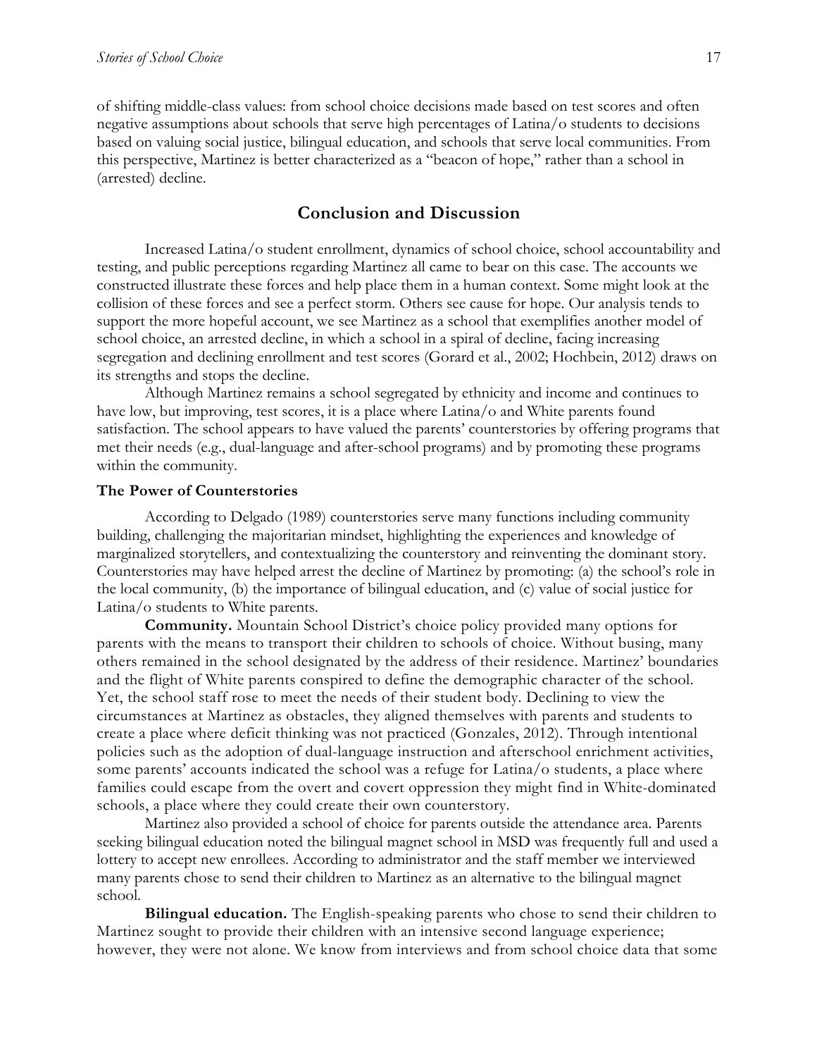of shifting middle-class values: from school choice decisions made based on test scores and often negative assumptions about schools that serve high percentages of Latina/o students to decisions based on valuing social justice, bilingual education, and schools that serve local communities. From this perspective, Martinez is better characterized as a "beacon of hope," rather than a school in (arrested) decline.

## Conclusion and Discussion

Increased Latina/o student enrollment, dynamics of school choice, school accountability and testing, and public perceptions regarding Martinez all came to bear on this case. The accounts we constructed illustrate these forces and help place them in a human context. Some might look at the collision of these forces and see a perfect storm. Others see cause for hope. Our analysis tends to support the more hopeful account, we see Martinez as a school that exemplifies another model of school choice, an arrested decline, in which a school in a spiral of decline, facing increasing segregation and declining enrollment and test scores (Gorard et al., 2002; Hochbein, 2012) draws on its strengths and stops the decline.

Although Martinez remains a school segregated by ethnicity and income and continues to have low, but improving, test scores, it is a place where Latina/o and White parents found satisfaction. The school appears to have valued the parents' counterstories by offering programs that met their needs (e.g., dual-language and after-school programs) and by promoting these programs within the community.

### The Power of Counterstories

According to Delgado (1989) counterstories serve many functions including community building, challenging the majoritarian mindset, highlighting the experiences and knowledge of marginalized storytellers, and contextualizing the counterstory and reinventing the dominant story. Counterstories may have helped arrest the decline of Martinez by promoting: (a) the school's role in the local community, (b) the importance of bilingual education, and (c) value of social justice for Latina/o students to White parents.

**Community.** Mountain School District's choice policy provided many options for parents with the means to transport their children to schools of choice. Without busing, many others remained in the school designated by the address of their residence. Martinez' boundaries and the flight of White parents conspired to define the demographic character of the school. Yet, the school staff rose to meet the needs of their student body. Declining to view the circumstances at Martinez as obstacles, they aligned themselves with parents and students to create a place where deficit thinking was not practiced (Gonzales, 2012). Through intentional policies such as the adoption of dual-language instruction and afterschool enrichment activities, some parents' accounts indicated the school was a refuge for Latina/o students, a place where families could escape from the overt and covert oppression they might find in White-dominated schools, a place where they could create their own counterstory.

Martinez also provided a school of choice for parents outside the attendance area. Parents seeking bilingual education noted the bilingual magnet school in MSD was frequently full and used a lottery to accept new enrollees. According to administrator and the staff member we interviewed many parents chose to send their children to Martinez as an alternative to the bilingual magnet school.

**Bilingual education.** The English-speaking parents who chose to send their children to Martinez sought to provide their children with an intensive second language experience; however, they were not alone. We know from interviews and from school choice data that some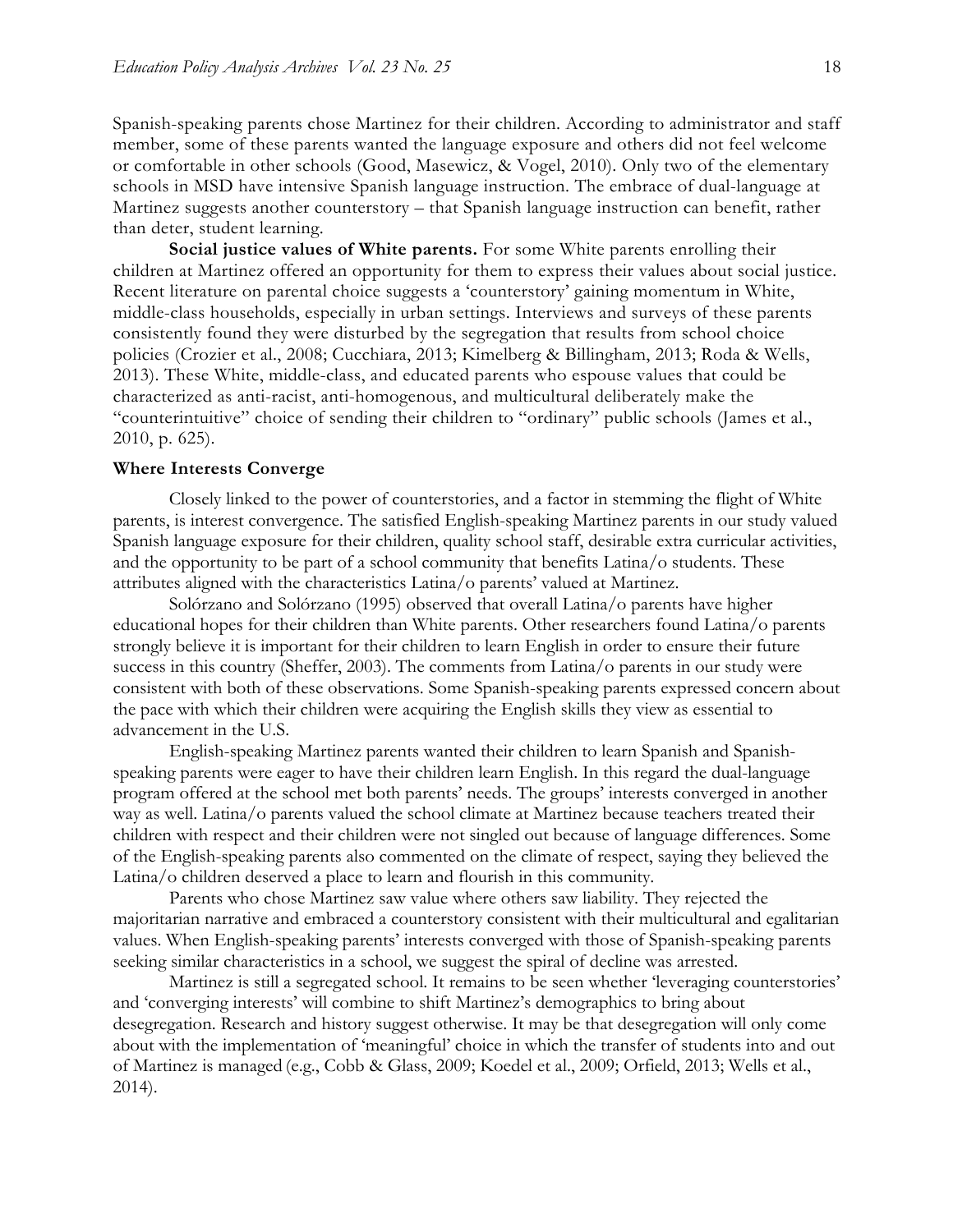Spanish-speaking parents chose Martinez for their children. According to administrator and staff member, some of these parents wanted the language exposure and others did not feel welcome or comfortable in other schools (Good, Masewicz, & Vogel, 2010). Only two of the elementary schools in MSD have intensive Spanish language instruction. The embrace of dual-language at Martinez suggests another counterstory – that Spanish language instruction can benefit, rather than deter, student learning.

**Social justice values of White parents.** For some White parents enrolling their children at Martinez offered an opportunity for them to express their values about social justice. Recent literature on parental choice suggests a 'counterstory' gaining momentum in White, middle-class households, especially in urban settings. Interviews and surveys of these parents consistently found they were disturbed by the segregation that results from school choice policies (Crozier et al., 2008; Cucchiara, 2013; Kimelberg & Billingham, 2013; Roda & Wells, 2013). These White, middle-class, and educated parents who espouse values that could be characterized as anti-racist, anti-homogenous, and multicultural deliberately make the "counterintuitive" choice of sending their children to "ordinary" public schools (James et al., 2010, p. 625).

### Where Interests Converge

Closely linked to the power of counterstories, and a factor in stemming the flight of White parents, is interest convergence. The satisfied English-speaking Martinez parents in our study valued Spanish language exposure for their children, quality school staff, desirable extra curricular activities, and the opportunity to be part of a school community that benefits Latina/o students. These attributes aligned with the characteristics Latina/o parents' valued at Martinez.

Solórzano and Solórzano (1995) observed that overall Latina/o parents have higher educational hopes for their children than White parents. Other researchers found Latina/o parents strongly believe it is important for their children to learn English in order to ensure their future success in this country (Sheffer, 2003). The comments from Latina/o parents in our study were consistent with both of these observations. Some Spanish-speaking parents expressed concern about the pace with which their children were acquiring the English skills they view as essential to advancement in the U.S.

English-speaking Martinez parents wanted their children to learn Spanish and Spanish-speaking parents were eager to have their children learn English. In this regard the dual-language program offered at the school met both parents' needs. The groups' interests converged in another way as well. Latina/o parents valued the school climate at Martinez because teachers treated their children with respect and their children were not singled out because of language differences. Some of the English-speaking parents also commented on the climate of respect, saying they believed the Latina/o children deserved a place to learn and flourish in this community.

Parents who chose Martinez saw value where others saw liability. They rejected the majoritarian narrative and embraced a counterstory consistent with their multicultural and egalitarian values. When English-speaking parents' interests converged with those of Spanish-speaking parents seeking similar characteristics in a school, we suggest the spiral of decline was arrested.

Martinez is still a segregated school. It remains to be seen whether 'leveraging counterstories' and 'converging interests' will combine to shift Martinez's demographics to bring about desegregation. Research and history suggest otherwise. It may be that desegregation will only come about with the implementation of 'meaningful' choice in which the transfer of students into and out of Martinez is managed (e.g., Cobb & Glass, 2009; Koedel et al., 2009; Orfield, 2013; Wells et al., 2014).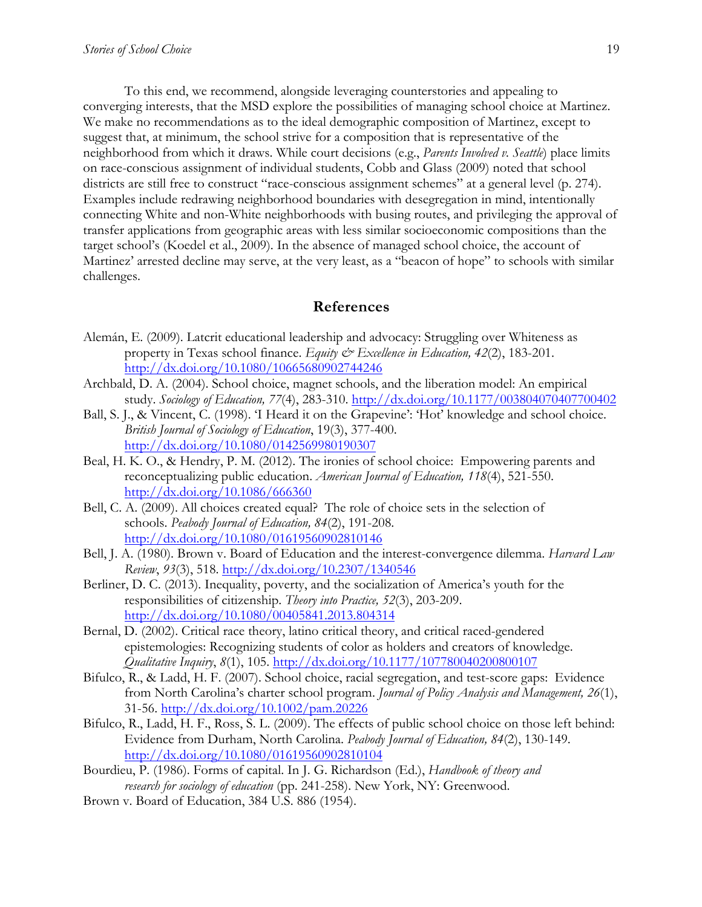To this end, we recommend, alongside leveraging counterstories and appealing to converging interests, that the MSD explore the possibilities of managing school choice at Martinez. We make no recommendations as to the ideal demographic composition of Martinez, except to suggest that, at minimum, the school strive for a composition that is representative of the neighborhood from which it draws. While court decisions (e.g., *Parents Involved v. Seattle*) place limits on race-conscious assignment of individual students, Cobb and Glass (2009) noted that school districts are still free to construct "race-conscious assignment schemes" at a general level (p. 274). Examples include redrawing neighborhood boundaries with desegregation in mind, intentionally connecting White and non-White neighborhoods with busing routes, and privileging the approval of transfer applications from geographic areas with less similar socioeconomic compositions than the target school's (Koedel et al., 2009). In the absence of managed school choice, the account of Martinez' arrested decline may serve, at the very least, as a "beacon of hope" to schools with similar challenges.

## References

Alemán, E. (2009). Latcrit educational leadership and advocacy: Struggling over Whiteness as property in Texas school finance. *Equity & Excellence in Education, 42*(2), 183-201. http://dx.doi.org/10.1080/10665680902744246

Archbald, D. A. (2004). School choice, magnet schools, and the liberation model: An empirical study. *Sociology of Education, 77*(4), 283-310. http://dx.doi.org/10.1177/003804070407700402

Ball, S. J., & Vincent, C. (1998). 'I Heard it on the Grapevine': 'Hot' knowledge and school choice. *British Journal of Sociology of Education*, 19(3), 377-400. http://dx.doi.org/10.1080/0142569980190307

Beal, H. K. O., & Hendry, P. M. (2012). The ironies of school choice: Empowering parents and reconceptualizing public education. *American Journal of Education, 118*(4), 521-550. http://dx.doi.org/10.1086/666360

Bell, C. A. (2009). All choices created equal? The role of choice sets in the selection of schools. *Peabody Journal of Education, 84*(2), 191-208. http://dx.doi.org/10.1080/01619560902810146

Bell, J. A. (1980). Brown v. Board of Education and the interest-convergence dilemma. *Harvard Law Review*, *93*(3), 518. http://dx.doi.org/10.2307/1340546

Berliner, D. C. (2013). Inequality, poverty, and the socialization of America's youth for the responsibilities of citizenship. *Theory into Practice, 52*(3), 203-209. http://dx.doi.org/10.1080/00405841.2013.804314

Bernal, D. (2002). Critical race theory, latino critical theory, and critical raced-gendered epistemologies: Recognizing students of color as holders and creators of knowledge. *Qualitative Inquiry*, *8*(1), 105. http://dx.doi.org/10.1177/107780040200800107

Bifulco, R., & Ladd, H. F. (2007). School choice, racial segregation, and test-score gaps: Evidence from North Carolina's charter school program. *Journal of Policy Analysis and Management, 26*(1), 31-56. http://dx.doi.org/10.1002/pam.20226

Bifulco, R., Ladd, H. F., Ross, S. L. (2009). The effects of public school choice on those left behind: Evidence from Durham, North Carolina. *Peabody Journal of Education, 84*(2), 130-149. http://dx.doi.org/10.1080/01619560902810104

Bourdieu, P. (1986). Forms of capital. In J. G. Richardson (Ed.), *Handbook of theory and research for sociology of education* (pp. 241-258). New York, NY: Greenwood.

Brown v. Board of Education, 384 U.S. 886 (1954).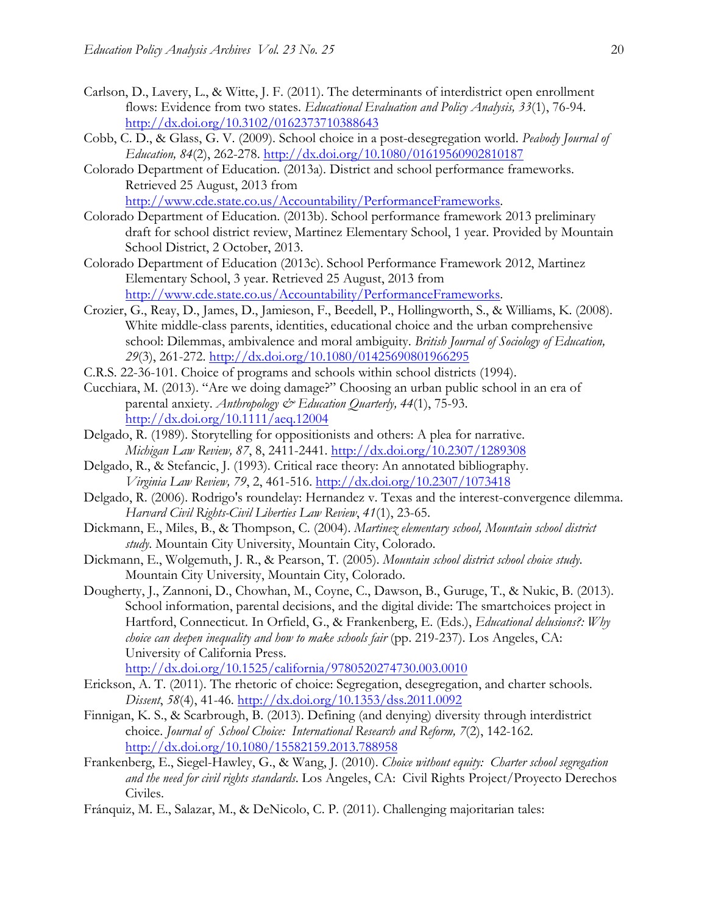Carlson, D., Lavery, L., & Witte, J. F. (2011). The determinants of interdistrict open enrollment flows: Evidence from two states. *Educational Evaluation and Policy Analysis, 33*(1), 76-94. http://dx.doi.org/10.3102/0162373710388643

Cobb, C. D., & Glass, G. V. (2009). School choice in a post-desegregation world. *Peabody Journal of Education, 84*(2), 262-278. http://dx.doi.org/10.1080/01619560902810187

Colorado Department of Education. (2013a). District and school performance frameworks. Retrieved 25 August, 2013 from http://www.cde.state.co.us/Accountability/PerformanceFrameworks.

Colorado Department of Education. (2013b). School performance framework 2013 preliminary draft for school district review, Martinez Elementary School, 1 year. Provided by Mountain School District, 2 October, 2013.

Colorado Department of Education (2013c). School Performance Framework 2012, Martinez Elementary School, 3 year. Retrieved 25 August, 2013 from http://www.cde.state.co.us/Accountability/PerformanceFrameworks.

Crozier, G., Reay, D., James, D., Jamieson, F., Beedell, P., Hollingworth, S., & Williams, K. (2008). White middle-class parents, identities, educational choice and the urban comprehensive school: Dilemmas, ambivalence and moral ambiguity. *British Journal of Sociology of Education, 29*(3), 261-272. http://dx.doi.org/10.1080/01425690801966295

C.R.S. 22-36-101. Choice of programs and schools within school districts (1994).

Cucchiara, M. (2013). "Are we doing damage?" Choosing an urban public school in an era of parental anxiety. *Anthropology & Education Quarterly, 44*(1), 75-93. http://dx.doi.org/10.1111/aeq.12004

Delgado, R. (1989). Storytelling for oppositionists and others: A plea for narrative. *Michigan Law Review, 87*, 8, 2411-2441. http://dx.doi.org/10.2307/1289308

Delgado, R., & Stefancic, J. (1993). Critical race theory: An annotated bibliography. *Virginia Law Review, 79*, 2, 461-516. http://dx.doi.org/10.2307/1073418

Delgado, R. (2006). Rodrigo's roundelay: Hernandez v. Texas and the interest-convergence dilemma. *Harvard Civil Rights-Civil Liberties Law Review*, *41*(1), 23-65.

Dickmann, E., Miles, B., & Thompson, C. (2004). *Martinez elementary school, Mountain school district study*. Mountain City University, Mountain City, Colorado.

Dickmann, E., Wolgemuth, J. R., & Pearson, T. (2005). *Mountain school district school choice study*. Mountain City University, Mountain City, Colorado.

Dougherty, J., Zannoni, D., Chowhan, M., Coyne, C., Dawson, B., Guruge, T., & Nukic, B. (2013). School information, parental decisions, and the digital divide: The smartchoices project in Hartford, Connecticut. In Orfield, G., & Frankenberg, E. (Eds.), *Educational delusions?: Why choice can deepen inequality and how to make schools fair* (pp. 219-237). Los Angeles, CA: University of California Press. http://dx.doi.org/10.1525/california/9780520274730.003.0010

Erickson, A. T. (2011). The rhetoric of choice: Segregation, desegregation, and charter schools. *Dissent*, *58*(4), 41-46. http://dx.doi.org/10.1353/dss.2011.0092

Finnigan, K. S., & Scarbrough, B. (2013). Defining (and denying) diversity through interdistrict choice. *Journal of School Choice: International Research and Reform, 7*(2), 142-162. http://dx.doi.org/10.1080/15582159.2013.788958

Frankenberg, E., Siegel-Hawley, G., & Wang, J. (2010). *Choice without equity: Charter school segregation and the need for civil rights standards*. Los Angeles, CA: Civil Rights Project/Proyecto Derechos Civiles.

Fránquiz, M. E., Salazar, M., & DeNicolo, C. P. (2011). Challenging majoritarian tales: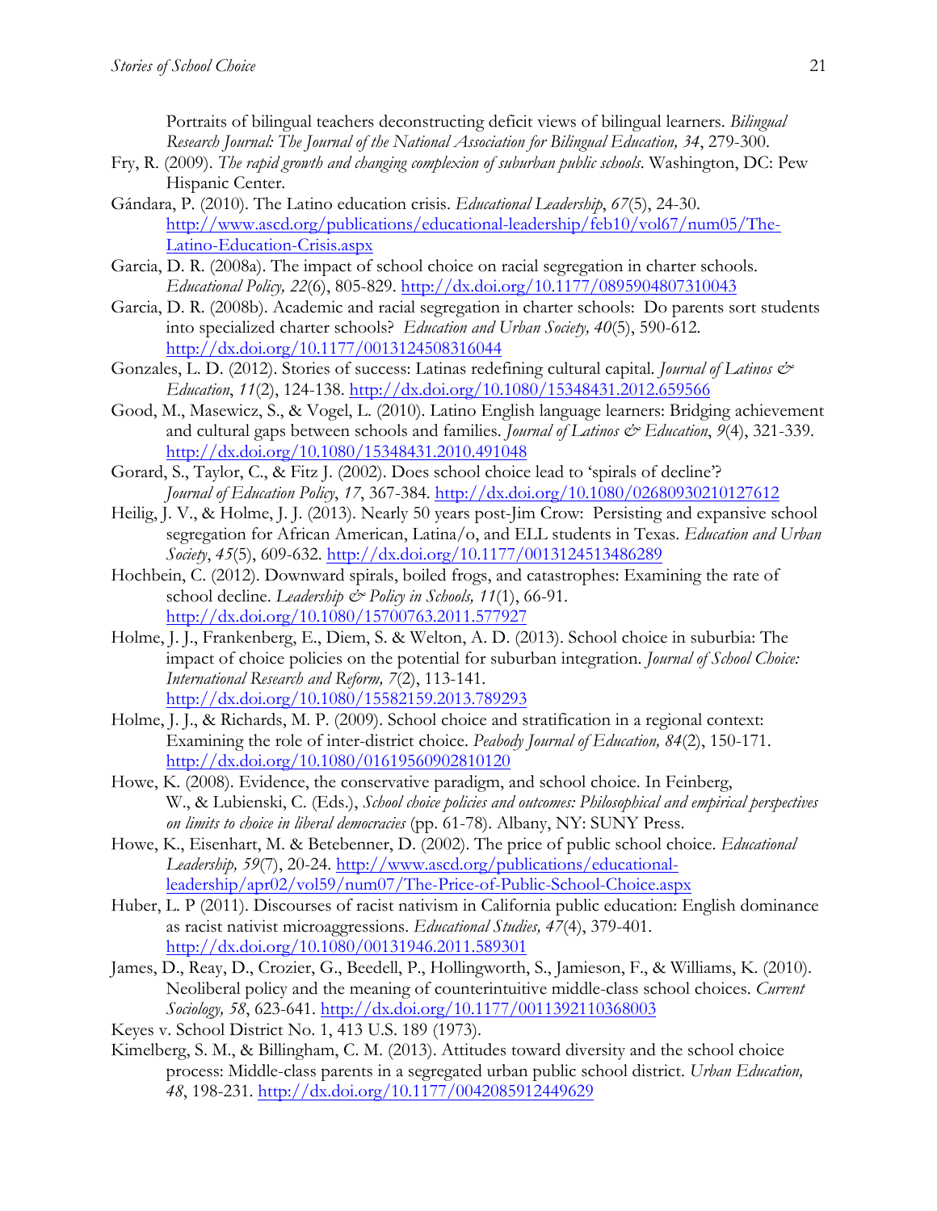Portraits of bilingual teachers deconstructing deficit views of bilingual learners. *Bilingual Research Journal: The Journal of the National Association for Bilingual Education, 34*, 279-300.

Fry, R. (2009). *The rapid growth and changing complexion of suburban public schools*. Washington, DC: Pew Hispanic Center.

Gándara, P. (2010). The Latino education crisis. *Educational Leadership*, *67*(5), 24-30. http://www.ascd.org/publications/educational-leadership/feb10/vol67/num05/The-Latino-Education-Crisis.aspx

Garcia, D. R. (2008a). The impact of school choice on racial segregation in charter schools. *Educational Policy, 22*(6), 805-829. http://dx.doi.org/10.1177/0895904807310043

Garcia, D. R. (2008b). Academic and racial segregation in charter schools: Do parents sort students into specialized charter schools? *Education and Urban Society, 40*(5), 590-612. http://dx.doi.org/10.1177/0013124508316044

Gonzales, L. D. (2012). Stories of success: Latinas redefining cultural capital. *Journal of Latinos & Education*, *11*(2), 124-138. http://dx.doi.org/10.1080/15348431.2012.659566

Good, M., Masewicz, S., & Vogel, L. (2010). Latino English language learners: Bridging achievement and cultural gaps between schools and families. *Journal of Latinos & Education*, *9*(4), 321-339. http://dx.doi.org/10.1080/15348431.2010.491048

Gorard, S., Taylor, C., & Fitz J. (2002). Does school choice lead to 'spirals of decline'? *Journal of Education Policy*, *17*, 367-384. http://dx.doi.org/10.1080/02680930210127612

Heilig, J. V., & Holme, J. J. (2013). Nearly 50 years post-Jim Crow: Persisting and expansive school segregation for African American, Latina/o, and ELL students in Texas. *Education and Urban Society*, *45*(5), 609-632. http://dx.doi.org/10.1177/0013124513486289

Hochbein, C. (2012). Downward spirals, boiled frogs, and catastrophes: Examining the rate of school decline. *Leadership & Policy in Schools, 11*(1), 66-91. http://dx.doi.org/10.1080/15700763.2011.577927

Holme, J. J., Frankenberg, E., Diem, S. & Welton, A. D. (2013). School choice in suburbia: The impact of choice policies on the potential for suburban integration. *Journal of School Choice: International Research and Reform, 7*(2), 113-141. http://dx.doi.org/10.1080/15582159.2013.789293

Holme, J. J., & Richards, M. P. (2009). School choice and stratification in a regional context: Examining the role of inter-district choice. *Peabody Journal of Education, 84*(2), 150-171. http://dx.doi.org/10.1080/01619560902810120

Howe, K. (2008). Evidence, the conservative paradigm, and school choice. In Feinberg, W., & Lubienski, C. (Eds.), *School choice policies and outcomes: Philosophical and empirical perspectives on limits to choice in liberal democracies* (pp. 61-78). Albany, NY: SUNY Press.

Howe, K., Eisenhart, M. & Betebenner, D. (2002). The price of public school choice. *Educational Leadership, 59*(7), 20-24. http://www.ascd.org/publications/educational-leadership/apr02/vol59/num07/The-Price-of-Public-School-Choice.aspx

Huber, L. P (2011). Discourses of racist nativism in California public education: English dominance as racist nativist microaggressions. *Educational Studies, 47*(4), 379-401. http://dx.doi.org/10.1080/00131946.2011.589301

James, D., Reay, D., Crozier, G., Beedell, P., Hollingworth, S., Jamieson, F., & Williams, K. (2010). Neoliberal policy and the meaning of counterintuitive middle-class school choices. *Current Sociology, 58*, 623-641. http://dx.doi.org/10.1177/0011392110368003

Keyes v. School District No. 1, 413 U.S. 189 (1973).

Kimelberg, S. M., & Billingham, C. M. (2013). Attitudes toward diversity and the school choice process: Middle-class parents in a segregated urban public school district. *Urban Education, 48*, 198-231. http://dx.doi.org/10.1177/0042085912449629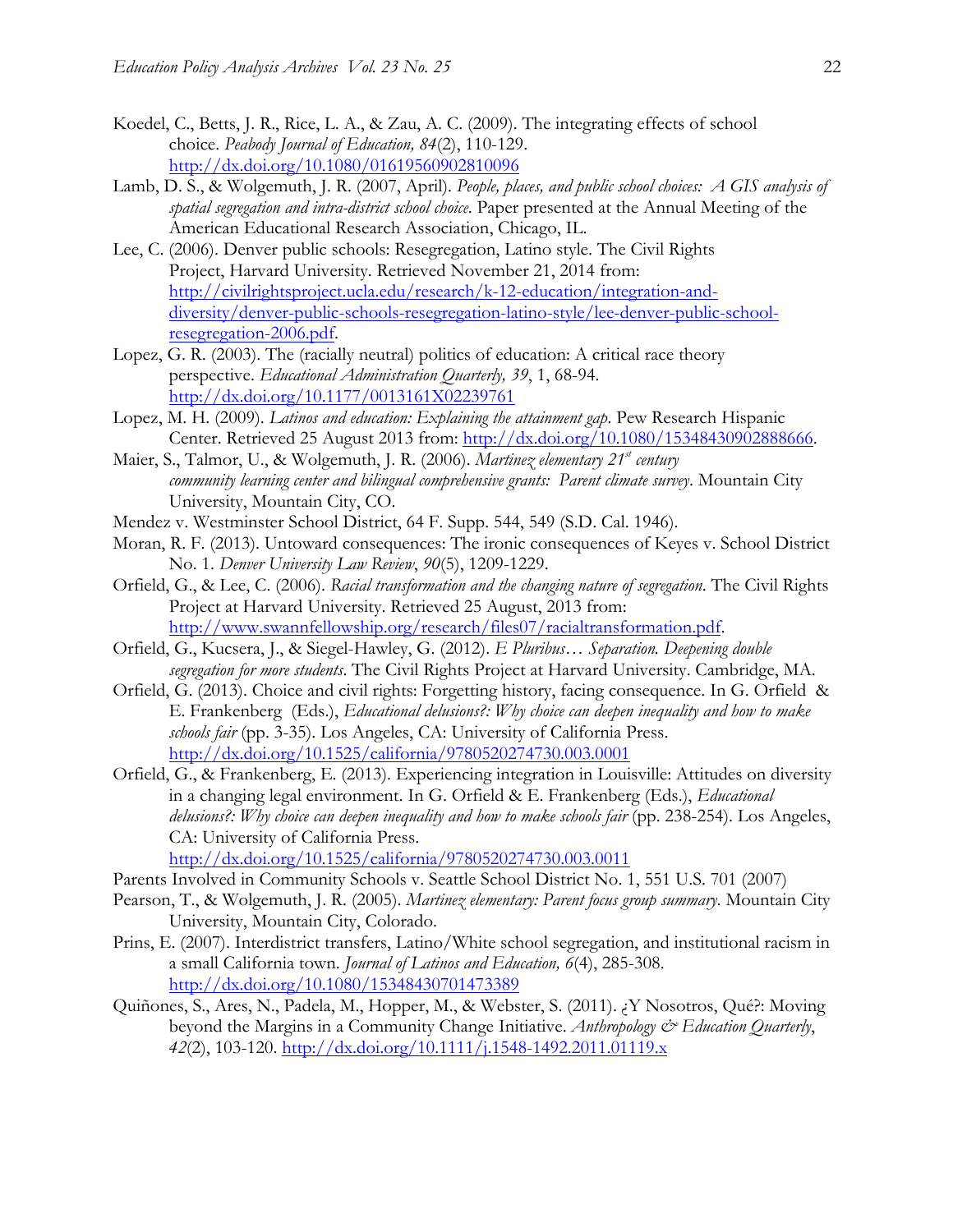Koedel, C., Betts, J. R., Rice, L. A., & Zau, A. C. (2009). The integrating effects of school choice. *Peabody Journal of Education, 84*(2), 110-129. http://dx.doi.org/10.1080/01619560902810096

Lamb, D. S., & Wolgemuth, J. R. (2007, April). *People, places, and public school choices: A GIS analysis of spatial segregation and intra-district school choice.* Paper presented at the Annual Meeting of the American Educational Research Association, Chicago, IL.

Lee, C. (2006). Denver public schools: Resegregation, Latino style. The Civil Rights Project, Harvard University. Retrieved November 21, 2014 from: http://civilrightsproject.ucla.edu/research/k-12-education/integration-and-diversity/denver-public-schools-resegregation-latino-style/lee-denver-public-school-resegregation-2006.pdf.

Lopez, G. R. (2003). The (racially neutral) politics of education: A critical race theory perspective. *Educational Administration Quarterly, 39*, 1, 68-94. http://dx.doi.org/10.1177/0013161X02239761

Lopez, M. H. (2009). *Latinos and education: Explaining the attainment gap.* Pew Research Hispanic Center. Retrieved 25 August 2013 from: http://dx.doi.org/10.1080/15348430902888666.

Maier, S., Talmor, U., & Wolgemuth, J. R. (2006). *Martinez elementary 21st century community learning center and bilingual comprehensive grants: Parent climate survey*. Mountain City University, Mountain City, CO.

Mendez v. Westminster School District, 64 F. Supp. 544, 549 (S.D. Cal. 1946).

Moran, R. F. (2013). Untoward consequences: The ironic consequences of Keyes v. School District No. 1. *Denver University Law Review*, *90*(5), 1209-1229.

Orfield, G., & Lee, C. (2006). *Racial transformation and the changing nature of segregation*. The Civil Rights Project at Harvard University. Retrieved 25 August, 2013 from: http://www.swannfellowship.org/research/files07/racialtransformation.pdf.

Orfield, G., Kucsera, J., & Siegel-Hawley, G. (2012). *E Pluribus… Separation. Deepening double segregation for more students*. The Civil Rights Project at Harvard University. Cambridge, MA.

Orfield, G. (2013). Choice and civil rights: Forgetting history, facing consequence. In G. Orfield & E. Frankenberg (Eds.), *Educational delusions?: Why choice can deepen inequality and how to make schools fair* (pp. 3-35). Los Angeles, CA: University of California Press. http://dx.doi.org/10.1525/california/9780520274730.003.0001

Orfield, G., & Frankenberg, E. (2013). Experiencing integration in Louisville: Attitudes on diversity in a changing legal environment. In G. Orfield & E. Frankenberg (Eds.), *Educational delusions?: Why choice can deepen inequality and how to make schools fair* (pp. 238-254). Los Angeles, CA: University of California Press. http://dx.doi.org/10.1525/california/9780520274730.003.0011

Parents Involved in Community Schools v. Seattle School District No. 1, 551 U.S. 701 (2007)

Pearson, T., & Wolgemuth, J. R. (2005). *Martinez elementary: Parent focus group summary*. Mountain City University, Mountain City, Colorado.

Prins, E. (2007). Interdistrict transfers, Latino/White school segregation, and institutional racism in a small California town. *Journal of Latinos and Education, 6*(4), 285-308. http://dx.doi.org/10.1080/15348430701473389

Quiñones, S., Ares, N., Padela, M., Hopper, M., & Webster, S. (2011). ¿Y Nosotros, Qué?: Moving beyond the Margins in a Community Change Initiative. *Anthropology & Education Quarterly*, *42*(2), 103-120. http://dx.doi.org/10.1111/j.1548-1492.2011.01119.x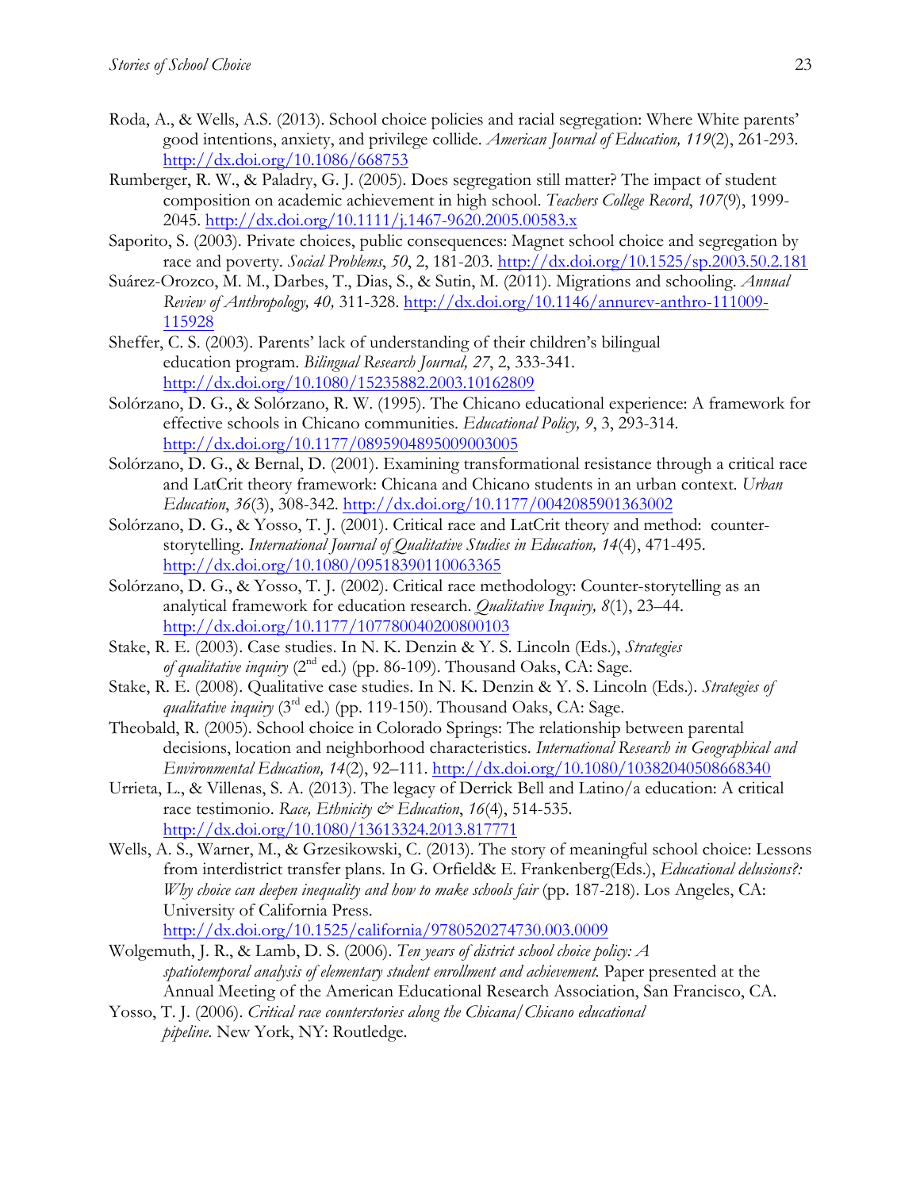Roda, A., & Wells, A.S. (2013). School choice policies and racial segregation: Where White parents' good intentions, anxiety, and privilege collide. *American Journal of Education, 119*(2), 261-293. http://dx.doi.org/10.1086/668753

Rumberger, R. W., & Paladry, G. J. (2005). Does segregation still matter? The impact of student composition on academic achievement in high school. *Teachers College Record*, *107*(9), 1999-2045. http://dx.doi.org/10.1111/j.1467-9620.2005.00583.x

Saporito, S. (2003). Private choices, public consequences: Magnet school choice and segregation by race and poverty. *Social Problems*, *50*, 2, 181-203. http://dx.doi.org/10.1525/sp.2003.50.2.181

Suárez-Orozco, M. M., Darbes, T., Dias, S., & Sutin, M. (2011). Migrations and schooling. *Annual Review of Anthropology, 40,* 311-328. http://dx.doi.org/10.1146/annurev-anthro-111009-115928

Sheffer, C. S. (2003). Parents' lack of understanding of their children's bilingual education program. *Bilingual Research Journal, 27*, 2, 333-341. http://dx.doi.org/10.1080/15235882.2003.10162809

Solórzano, D. G., & Solórzano, R. W. (1995). The Chicano educational experience: A framework for effective schools in Chicano communities. *Educational Policy, 9*, 3, 293-314. http://dx.doi.org/10.1177/0895904895009003005

Solórzano, D. G., & Bernal, D. (2001). Examining transformational resistance through a critical race and LatCrit theory framework: Chicana and Chicano students in an urban context. *Urban Education*, *36*(3), 308-342. http://dx.doi.org/10.1177/0042085901363002

Solórzano, D. G., & Yosso, T. J. (2001). Critical race and LatCrit theory and method: counter-storytelling. *International Journal of Qualitative Studies in Education, 14*(4), 471-495. http://dx.doi.org/10.1080/09518390110063365

Solórzano, D. G., & Yosso, T. J. (2002). Critical race methodology: Counter-storytelling as an analytical framework for education research. *Qualitative Inquiry, 8*(1), 23–44. http://dx.doi.org/10.1177/107780040200800103

Stake, R. E. (2003). Case studies. In N. K. Denzin & Y. S. Lincoln (Eds.), *Strategies of qualitative inquiry* (2nd ed.) (pp. 86-109). Thousand Oaks, CA: Sage.

Stake, R. E. (2008). Qualitative case studies. In N. K. Denzin & Y. S. Lincoln (Eds.). *Strategies of qualitative inquiry* (3rd ed.) (pp. 119-150). Thousand Oaks, CA: Sage.

Theobald, R. (2005). School choice in Colorado Springs: The relationship between parental decisions, location and neighborhood characteristics. *International Research in Geographical and Environmental Education, 14*(2), 92–111. http://dx.doi.org/10.1080/10382040508668340

Urrieta, L., & Villenas, S. A. (2013). The legacy of Derrick Bell and Latino/a education: A critical race testimonio. *Race, Ethnicity & Education*, *16*(4), 514-535. http://dx.doi.org/10.1080/13613324.2013.817771

Wells, A. S., Warner, M., & Grzesikowski, C. (2013). The story of meaningful school choice: Lessons from interdistrict transfer plans. In G. Orfield& E. Frankenberg(Eds.), *Educational delusions?: Why choice can deepen inequality and how to make schools fair* (pp. 187-218). Los Angeles, CA: University of California Press. http://dx.doi.org/10.1525/california/9780520274730.003.0009

Wolgemuth, J. R., & Lamb, D. S. (2006). *Ten years of district school choice policy: A spatiotemporal analysis of elementary student enrollment and achievement.* Paper presented at the Annual Meeting of the American Educational Research Association, San Francisco, CA.

Yosso, T. J. (2006). *Critical race counterstories along the Chicana/Chicano educational pipeline*. New York, NY: Routledge.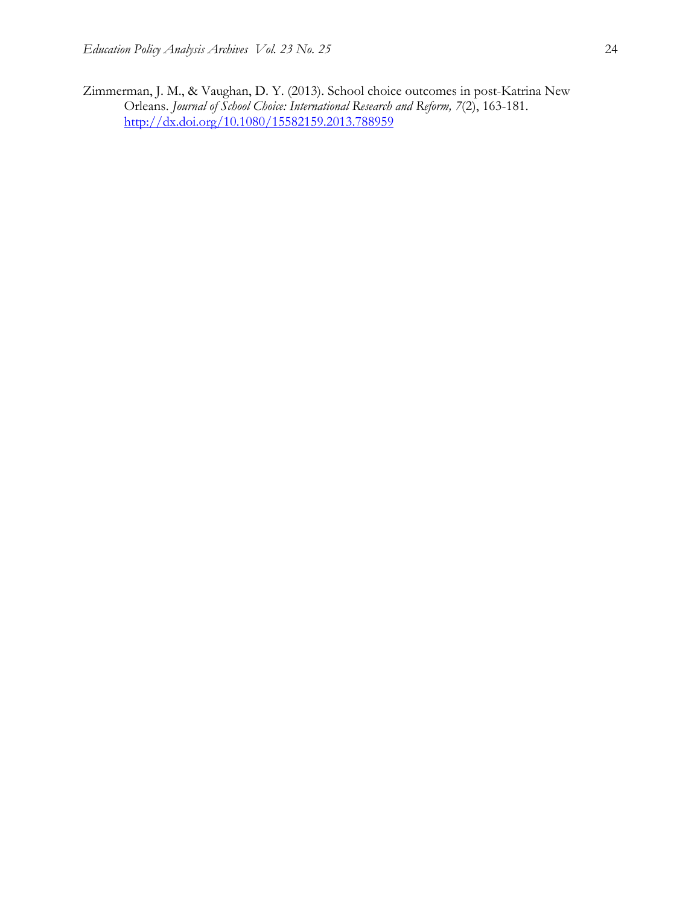Zimmerman, J. M., & Vaughan, D. Y. (2013). School choice outcomes in post-Katrina New Orleans. *Journal of School Choice: International Research and Reform, 7*(2), 163-181. http://dx.doi.org/10.1080/15582159.2013.788959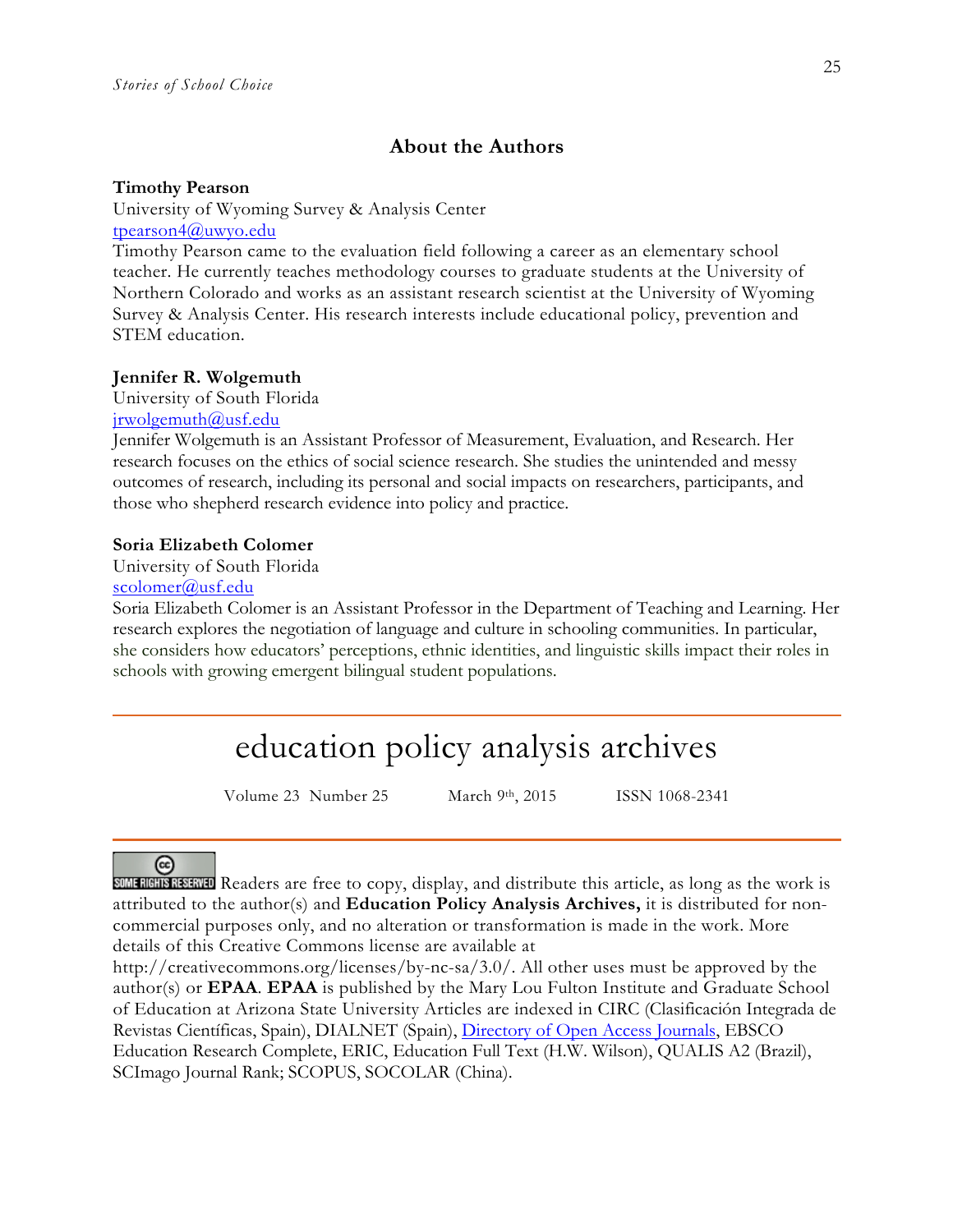## About the Authors

**Timothy Pearson**
University of Wyoming Survey & Analysis Center
tpearson4@uwyo.edu
Timothy Pearson came to the evaluation field following a career as an elementary school teacher. He currently teaches methodology courses to graduate students at the University of Northern Colorado and works as an assistant research scientist at the University of Wyoming Survey & Analysis Center. His research interests include educational policy, prevention and STEM education.

**Jennifer R. Wolgemuth**
University of South Florida
jrwolgemuth@usf.edu
Jennifer Wolgemuth is an Assistant Professor of Measurement, Evaluation, and Research. Her research focuses on the ethics of social science research. She studies the unintended and messy outcomes of research, including its personal and social impacts on researchers, participants, and those who shepherd research evidence into policy and practice.

**Soria Elizabeth Colomer**
University of South Florida
scolomer@usf.edu
Soria Elizabeth Colomer is an Assistant Professor in the Department of Teaching and Learning. Her research explores the negotiation of language and culture in schooling communities. In particular, she considers how educators' perceptions, ethnic identities, and linguistic skills impact their roles in schools with growing emergent bilingual student populations.

---

# education policy analysis archives

Volume 23 Number 25 March 9th, 2015 ISSN 1068-2341

---

Readers are free to copy, display, and distribute this article, as long as the work is attributed to the author(s) and **Education Policy Analysis Archives,** it is distributed for non-commercial purposes only, and no alteration or transformation is made in the work. More details of this Creative Commons license are available at http://creativecommons.org/licenses/by-nc-sa/3.0/. All other uses must be approved by the author(s) or **EPAA**. **EPAA** is published by the Mary Lou Fulton Institute and Graduate School of Education at Arizona State University Articles are indexed in CIRC (Clasificación Integrada de Revistas Científicas, Spain), DIALNET (Spain), Directory of Open Access Journals, EBSCO Education Research Complete, ERIC, Education Full Text (H.W. Wilson), QUALIS A2 (Brazil), SCImago Journal Rank; SCOPUS, SOCOLAR (China).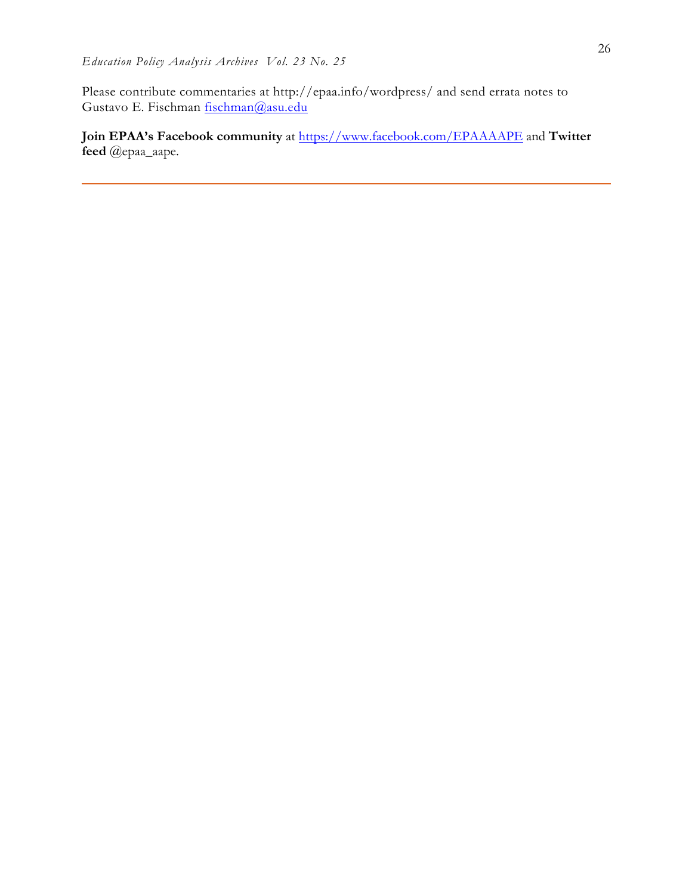Please contribute commentaries at http://epaa.info/wordpress/ and send errata notes to Gustavo E. Fischman fischman@asu.edu

**Join EPAA's Facebook community** at https://www.facebook.com/EPAAAAPE and **Twitter feed** @epaa_aape.

---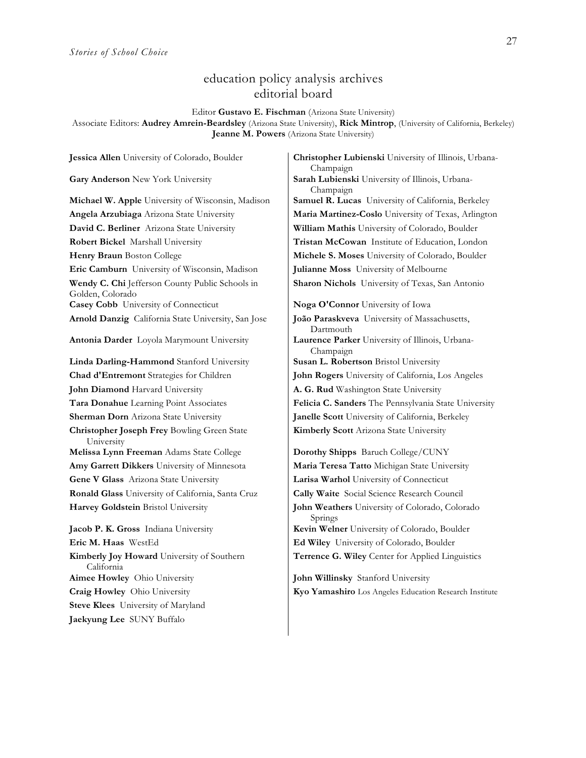# education policy analysis archives
## editorial board

Editor **Gustavo E. Fischman** (Arizona State University)
Associate Editors: **Audrey Amrein-Beardsley** (Arizona State University), **Rick Mintrop**, (University of California, Berkeley) **Jeanne M. Powers** (Arizona State University)

**Jessica Allen** University of Colorado, Boulder

**Gary Anderson** New York University

**Michael W. Apple** University of Wisconsin, Madison

**Angela Arzubiaga** Arizona State University

**David C. Berliner** Arizona State University

**Robert Bickel** Marshall University

**Henry Braun** Boston College

**Eric Camburn** University of Wisconsin, Madison

**Wendy C. Chi** Jefferson County Public Schools in Golden, Colorado

**Casey Cobb** University of Connecticut

**Arnold Danzig** California State University, San Jose

**Antonia Darder** Loyola Marymount University

**Linda Darling-Hammond** Stanford University

**Chad d'Entremont** Strategies for Children

**John Diamond** Harvard University

**Tara Donahue** Learning Point Associates

**Sherman Dorn** Arizona State University

**Christopher Joseph Frey** Bowling Green State University

**Melissa Lynn Freeman** Adams State College

**Amy Garrett Dikkers** University of Minnesota

**Gene V Glass** Arizona State University

**Ronald Glass** University of California, Santa Cruz

**Harvey Goldstein** Bristol University

**Jacob P. K. Gross** Indiana University

**Eric M. Haas** WestEd

**Kimberly Joy Howard** University of Southern California

**Aimee Howley** Ohio University

**Craig Howley** Ohio University

**Steve Klees** University of Maryland

**Jaekyung Lee** SUNY Buffalo

**Christopher Lubienski** University of Illinois, Urbana-Champaign

**Sarah Lubienski** University of Illinois, Urbana-Champaign

**Samuel R. Lucas** University of California, Berkeley

**Maria Martinez-Coslo** University of Texas, Arlington

**William Mathis** University of Colorado, Boulder

**Tristan McCowan** Institute of Education, London

**Michele S. Moses** University of Colorado, Boulder

**Julianne Moss** University of Melbourne

**Sharon Nichols** University of Texas, San Antonio

**Noga O'Connor** University of Iowa

**João Paraskveva** University of Massachusetts, Dartmouth

**Laurence Parker** University of Illinois, Urbana-Champaign

**Susan L. Robertson** Bristol University

**John Rogers** University of California, Los Angeles

**A. G. Rud** Washington State University

**Felicia C. Sanders** The Pennsylvania State University

**Janelle Scott** University of California, Berkeley

**Kimberly Scott** Arizona State University

**Dorothy Shipps** Baruch College/CUNY

**Maria Teresa Tatto** Michigan State University

**Larisa Warhol** University of Connecticut

**Cally Waite** Social Science Research Council

**John Weathers** University of Colorado, Colorado Springs

**Kevin Welner** University of Colorado, Boulder

**Ed Wiley** University of Colorado, Boulder

**Terrence G. Wiley** Center for Applied Linguistics

**John Willinsky** Stanford University

**Kyo Yamashiro** Los Angeles Education Research Institute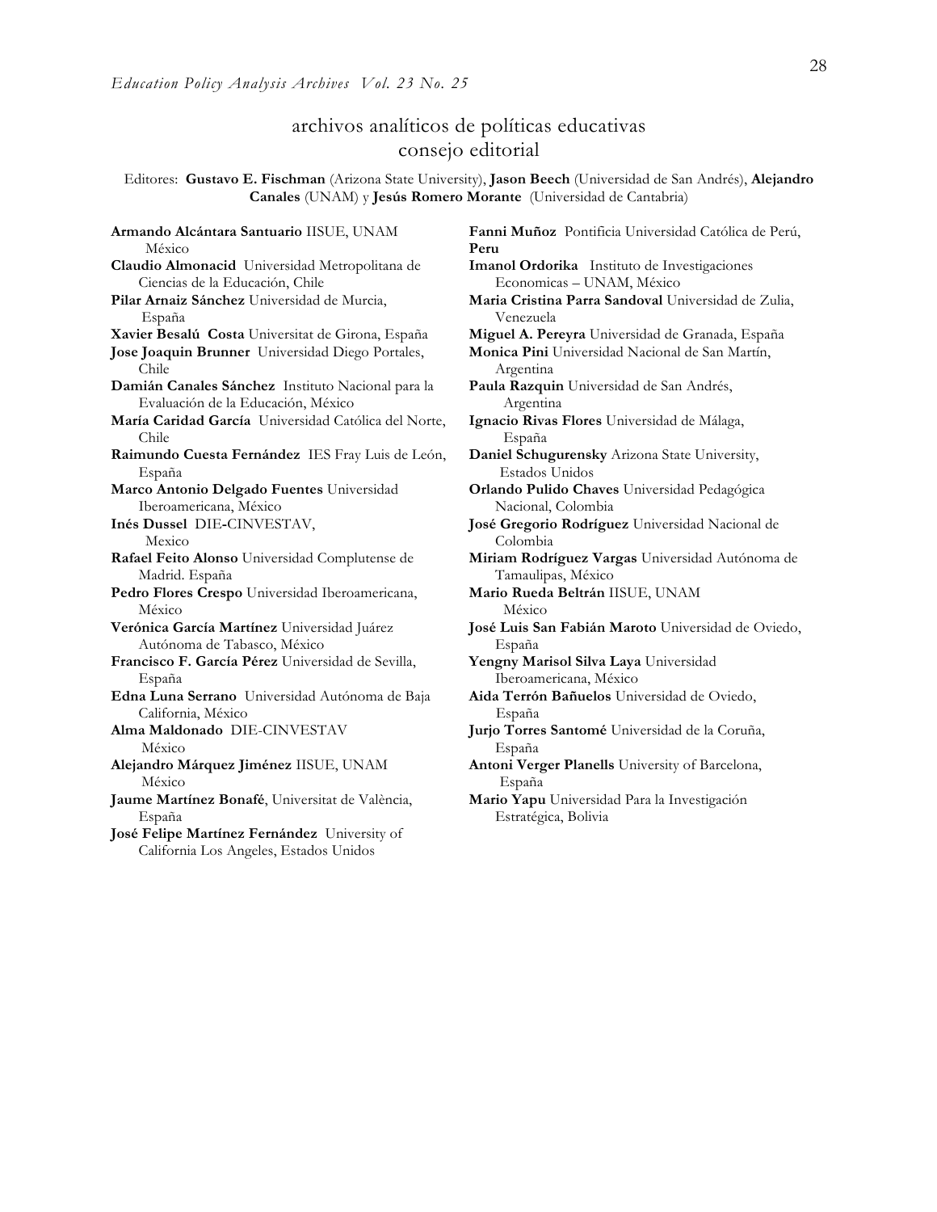## archivos analíticos de políticas educativas
## consejo editorial

Editores: **Gustavo E. Fischman** (Arizona State University), **Jason Beech** (Universidad de San Andrés), **Alejandro Canales** (UNAM) y **Jesús Romero Morante** (Universidad de Cantabria)

**Armando Alcántara Santuario** IISUE, UNAM México

**Claudio Almonacid** Universidad Metropolitana de Ciencias de la Educación, Chile

**Pilar Arnaiz Sánchez** Universidad de Murcia, España

**Xavier Besalú Costa** Universitat de Girona, España

**Jose Joaquin Brunner** Universidad Diego Portales, Chile

**Damián Canales Sánchez** Instituto Nacional para la Evaluación de la Educación, México

**María Caridad García** Universidad Católica del Norte, Chile

**Raimundo Cuesta Fernández** IES Fray Luis de León, España

**Marco Antonio Delgado Fuentes** Universidad Iberoamericana, México

**Inés Dussel** DIE-CINVESTAV, Mexico

**Rafael Feito Alonso** Universidad Complutense de Madrid. España

**Pedro Flores Crespo** Universidad Iberoamericana, México

**Verónica García Martínez** Universidad Juárez Autónoma de Tabasco, México

**Francisco F. García Pérez** Universidad de Sevilla, España

**Edna Luna Serrano** Universidad Autónoma de Baja California, México

**Alma Maldonado** DIE-CINVESTAV México

**Alejandro Márquez Jiménez** IISUE, UNAM México

**Jaume Martínez Bonafé**, Universitat de València, España

**José Felipe Martínez Fernández** University of California Los Angeles, Estados Unidos

**Fanni Muñoz** Pontificia Universidad Católica de Perú, **Peru**

**Imanol Ordorika** Instituto de Investigaciones Economicas – UNAM, México

**Maria Cristina Parra Sandoval** Universidad de Zulia, Venezuela

**Miguel A. Pereyra** Universidad de Granada, España

**Monica Pini** Universidad Nacional de San Martín, Argentina

**Paula Razquin** Universidad de San Andrés, Argentina

**Ignacio Rivas Flores** Universidad de Málaga, España

**Daniel Schugurensky** Arizona State University, Estados Unidos

**Orlando Pulido Chaves** Universidad Pedagógica Nacional, Colombia

**José Gregorio Rodríguez** Universidad Nacional de Colombia

**Miriam Rodríguez Vargas** Universidad Autónoma de Tamaulipas, México

**Mario Rueda Beltrán** IISUE, UNAM México

**José Luis San Fabián Maroto** Universidad de Oviedo, España

**Yengny Marisol Silva Laya** Universidad Iberoamericana, México

**Aida Terrón Bañuelos** Universidad de Oviedo, España

**Jurjo Torres Santomé** Universidad de la Coruña, España

**Antoni Verger Planells** University of Barcelona, España

**Mario Yapu** Universidad Para la Investigación Estratégica, Bolivia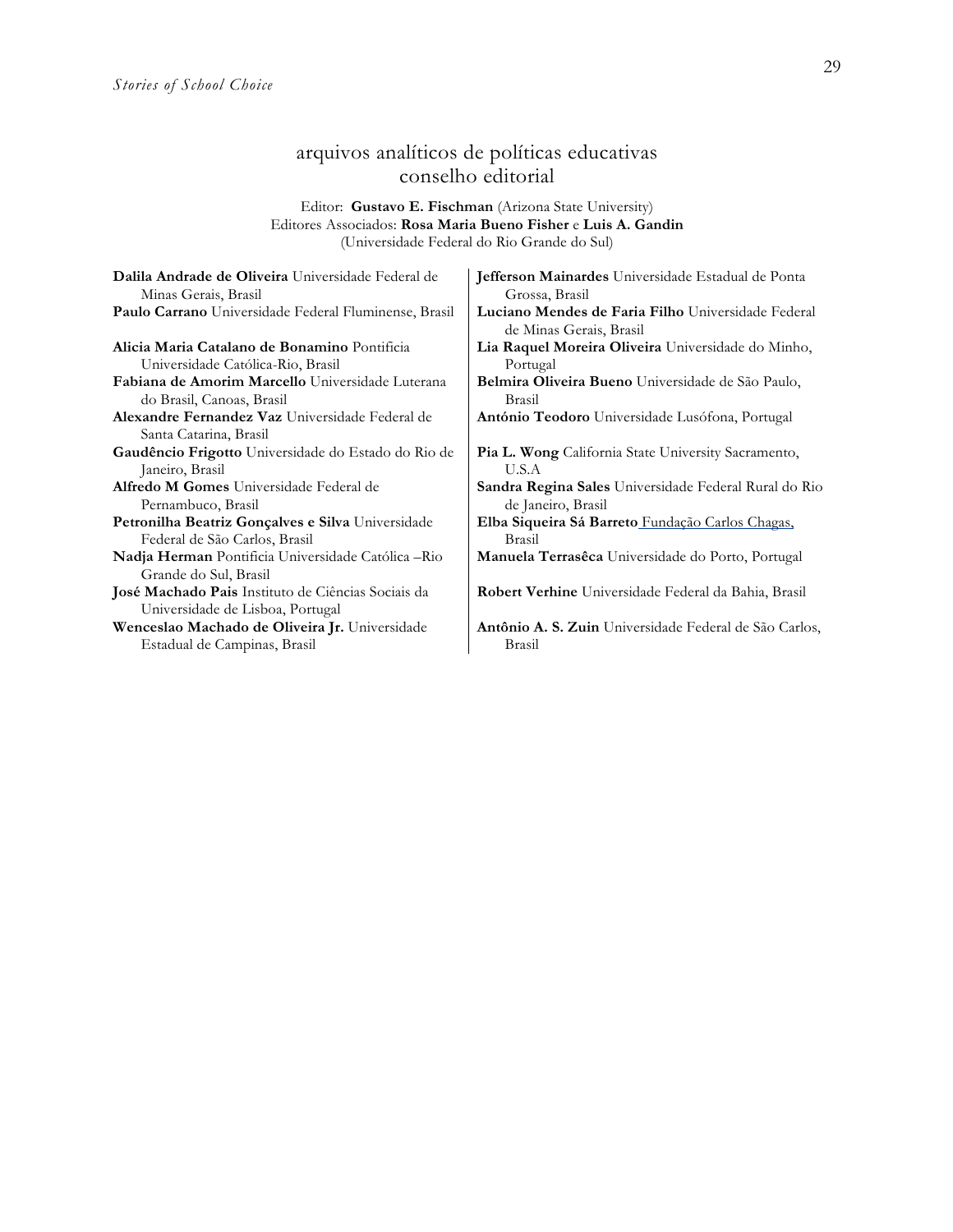## arquivos analíticos de políticas educativas
## conselho editorial

Editor: **Gustavo E. Fischman** (Arizona State University)
Editores Associados: **Rosa Maria Bueno Fisher** e **Luis A. Gandin**
(Universidade Federal do Rio Grande do Sul)

**Dalila Andrade de Oliveira** Universidade Federal de Minas Gerais, Brasil

**Paulo Carrano** Universidade Federal Fluminense, Brasil

**Alicia Maria Catalano de Bonamino** Pontificia Universidade Católica-Rio, Brasil

**Fabiana de Amorim Marcello** Universidade Luterana do Brasil, Canoas, Brasil

**Alexandre Fernandez Vaz** Universidade Federal de Santa Catarina, Brasil

**Gaudêncio Frigotto** Universidade do Estado do Rio de Janeiro, Brasil

**Alfredo M Gomes** Universidade Federal de Pernambuco, Brasil

**Petronilha Beatriz Gonçalves e Silva** Universidade Federal de São Carlos, Brasil

**Nadja Herman** Pontificia Universidade Católica –Rio Grande do Sul, Brasil

**José Machado Pais** Instituto de Ciências Sociais da Universidade de Lisboa, Portugal

**Wenceslao Machado de Oliveira Jr.** Universidade Estadual de Campinas, Brasil

**Jefferson Mainardes** Universidade Estadual de Ponta Grossa, Brasil

**Luciano Mendes de Faria Filho** Universidade Federal de Minas Gerais, Brasil

**Lia Raquel Moreira Oliveira** Universidade do Minho, Portugal

**Belmira Oliveira Bueno** Universidade de São Paulo, Brasil

**António Teodoro** Universidade Lusófona, Portugal

**Pia L. Wong** California State University Sacramento, U.S.A

**Sandra Regina Sales** Universidade Federal Rural do Rio de Janeiro, Brasil

**Elba Siqueira Sá Barreto** Fundação Carlos Chagas, Brasil

**Manuela Terrasêca** Universidade do Porto, Portugal

**Robert Verhine** Universidade Federal da Bahia, Brasil

**Antônio A. S. Zuin** Universidade Federal de São Carlos, Brasil